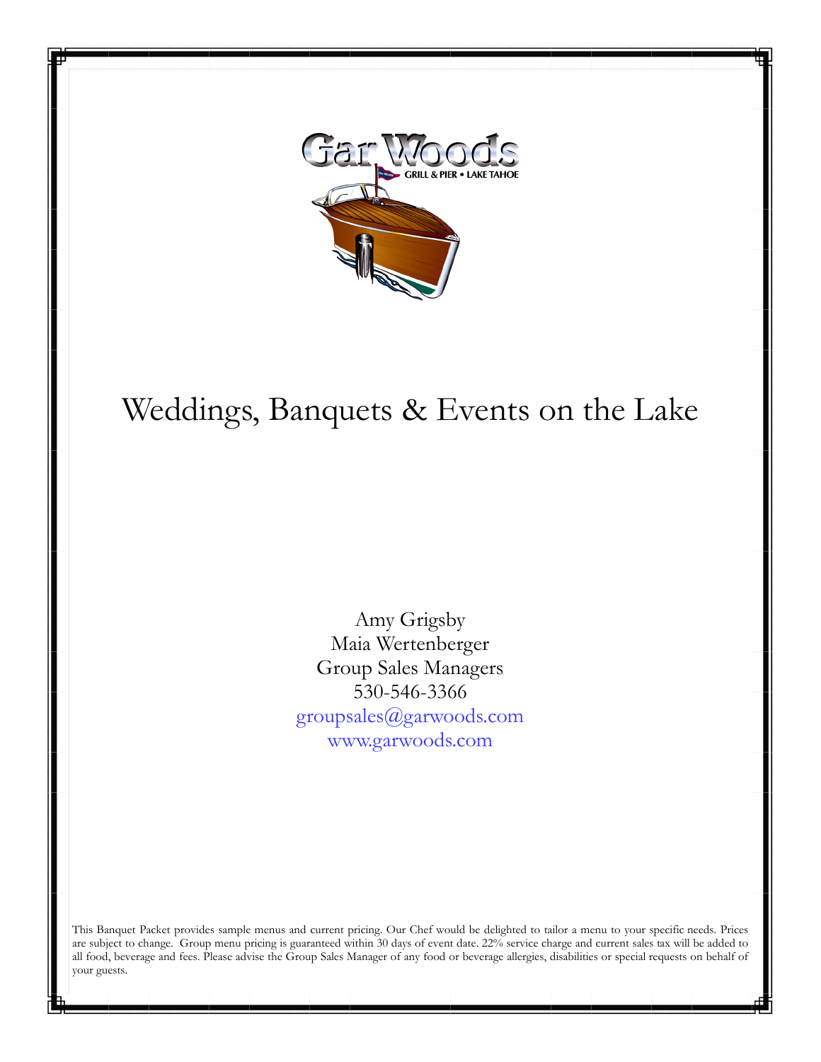Gar Woods

GRILL & PIER • LAKE TAHOE

# Weddings, Banquets & Events on the Lake

Amy Grigsby
Maia Wertenberger
Group Sales Managers
530-546-3366
groupsales@garwoods.com
www.garwoods.com

This Banquet Packet provides sample menus and current pricing. Our Chef would be delighted to tailor a menu to your specific needs. Prices are subject to change. Group menu pricing is guaranteed within 30 days of event date. 22% service charge and current sales tax will be added to all food, beverage and fees. Please advise the Group Sales Manager of any food or beverage allergies, disabilities or special requests on behalf of your guests.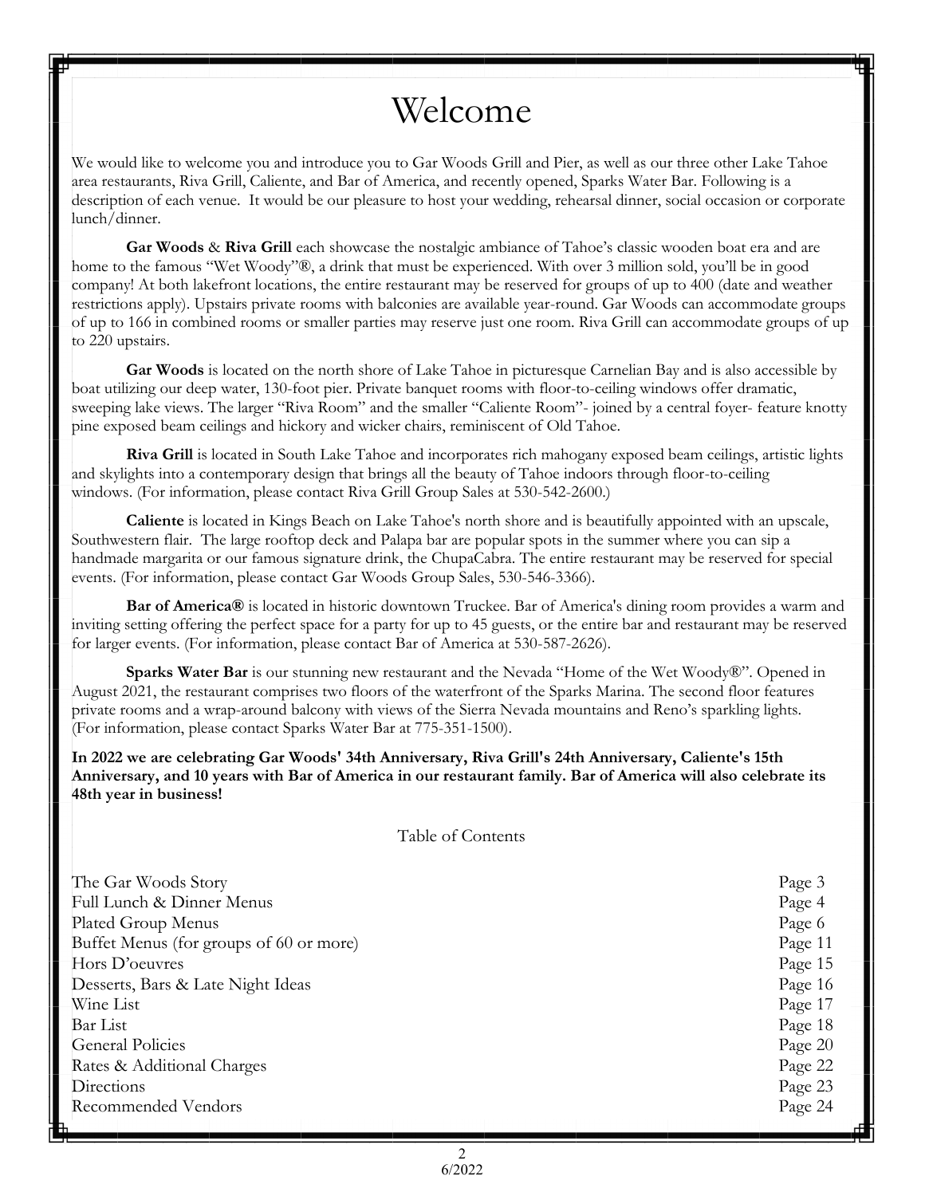# Welcome

We would like to welcome you and introduce you to Gar Woods Grill and Pier, as well as our three other Lake Tahoe area restaurants, Riva Grill, Caliente, and Bar of America, and recently opened, Sparks Water Bar. Following is a description of each venue. It would be our pleasure to host your wedding, rehearsal dinner, social occasion or corporate lunch/dinner.

**Gar Woods** & **Riva Grill** each showcase the nostalgic ambiance of Tahoe's classic wooden boat era and are home to the famous "Wet Woody"®, a drink that must be experienced. With over 3 million sold, you'll be in good company! At both lakefront locations, the entire restaurant may be reserved for groups of up to 400 (date and weather restrictions apply). Upstairs private rooms with balconies are available year-round. Gar Woods can accommodate groups of up to 166 in combined rooms or smaller parties may reserve just one room. Riva Grill can accommodate groups of up to 220 upstairs.

**Gar Woods** is located on the north shore of Lake Tahoe in picturesque Carnelian Bay and is also accessible by boat utilizing our deep water, 130-foot pier. Private banquet rooms with floor-to-ceiling windows offer dramatic, sweeping lake views. The larger "Riva Room" and the smaller "Caliente Room"- joined by a central foyer- feature knotty pine exposed beam ceilings and hickory and wicker chairs, reminiscent of Old Tahoe.

**Riva Grill** is located in South Lake Tahoe and incorporates rich mahogany exposed beam ceilings, artistic lights and skylights into a contemporary design that brings all the beauty of Tahoe indoors through floor-to-ceiling windows. (For information, please contact Riva Grill Group Sales at 530-542-2600.)

**Caliente** is located in Kings Beach on Lake Tahoe's north shore and is beautifully appointed with an upscale, Southwestern flair. The large rooftop deck and Palapa bar are popular spots in the summer where you can sip a handmade margarita or our famous signature drink, the ChupaCabra. The entire restaurant may be reserved for special events. (For information, please contact Gar Woods Group Sales, 530-546-3366).

**Bar of America®** is located in historic downtown Truckee. Bar of America's dining room provides a warm and inviting setting offering the perfect space for a party for up to 45 guests, or the entire bar and restaurant may be reserved for larger events. (For information, please contact Bar of America at 530-587-2626).

**Sparks Water Bar** is our stunning new restaurant and the Nevada "Home of the Wet Woody®". Opened in August 2021, the restaurant comprises two floors of the waterfront of the Sparks Marina. The second floor features private rooms and a wrap-around balcony with views of the Sierra Nevada mountains and Reno's sparkling lights. (For information, please contact Sparks Water Bar at 775-351-1500).

**In 2022 we are celebrating Gar Woods' 34th Anniversary, Riva Grill's 24th Anniversary, Caliente's 15th Anniversary, and 10 years with Bar of America in our restaurant family. Bar of America will also celebrate its 48th year in business!**

## Table of Contents

| | |
|---|---|
| The Gar Woods Story | Page 3 |
| Full Lunch & Dinner Menus | Page 4 |
| Plated Group Menus | Page 6 |
| Buffet Menus (for groups of 60 or more) | Page 11 |
| Hors D'oeuvres | Page 15 |
| Desserts, Bars & Late Night Ideas | Page 16 |
| Wine List | Page 17 |
| Bar List | Page 18 |
| General Policies | Page 20 |
| Rates & Additional Charges | Page 22 |
| Directions | Page 23 |
| Recommended Vendors | Page 24 |

6/2022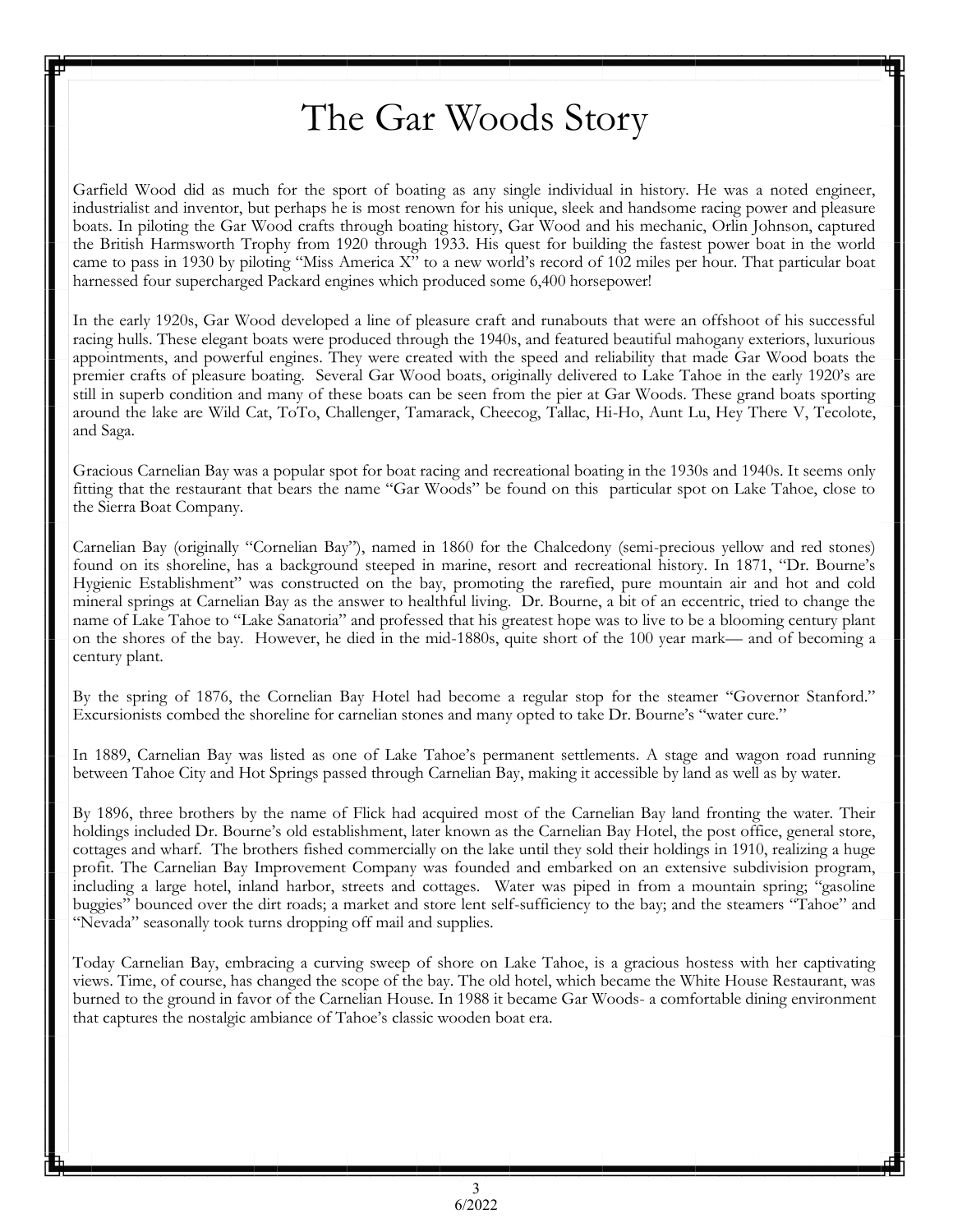# The Gar Woods Story

Garfield Wood did as much for the sport of boating as any single individual in history. He was a noted engineer, industrialist and inventor, but perhaps he is most renown for his unique, sleek and handsome racing power and pleasure boats. In piloting the Gar Wood crafts through boating history, Gar Wood and his mechanic, Orlin Johnson, captured the British Harmsworth Trophy from 1920 through 1933. His quest for building the fastest power boat in the world came to pass in 1930 by piloting "Miss America X" to a new world's record of 102 miles per hour. That particular boat harnessed four supercharged Packard engines which produced some 6,400 horsepower!

In the early 1920s, Gar Wood developed a line of pleasure craft and runabouts that were an offshoot of his successful racing hulls. These elegant boats were produced through the 1940s, and featured beautiful mahogany exteriors, luxurious appointments, and powerful engines. They were created with the speed and reliability that made Gar Wood boats the premier crafts of pleasure boating. Several Gar Wood boats, originally delivered to Lake Tahoe in the early 1920's are still in superb condition and many of these boats can be seen from the pier at Gar Woods. These grand boats sporting around the lake are Wild Cat, ToTo, Challenger, Tamarack, Cheecog, Tallac, Hi-Ho, Aunt Lu, Hey There V, Tecolote, and Saga.

Gracious Carnelian Bay was a popular spot for boat racing and recreational boating in the 1930s and 1940s. It seems only fitting that the restaurant that bears the name "Gar Woods" be found on this particular spot on Lake Tahoe, close to the Sierra Boat Company.

Carnelian Bay (originally "Cornelian Bay"), named in 1860 for the Chalcedony (semi-precious yellow and red stones) found on its shoreline, has a background steeped in marine, resort and recreational history. In 1871, "Dr. Bourne's Hygienic Establishment" was constructed on the bay, promoting the rarefied, pure mountain air and hot and cold mineral springs at Carnelian Bay as the answer to healthful living. Dr. Bourne, a bit of an eccentric, tried to change the name of Lake Tahoe to "Lake Sanatoria" and professed that his greatest hope was to live to be a blooming century plant on the shores of the bay. However, he died in the mid-1880s, quite short of the 100 year mark— and of becoming a century plant.

By the spring of 1876, the Cornelian Bay Hotel had become a regular stop for the steamer "Governor Stanford." Excursionists combed the shoreline for carnelian stones and many opted to take Dr. Bourne's "water cure."

In 1889, Carnelian Bay was listed as one of Lake Tahoe's permanent settlements. A stage and wagon road running between Tahoe City and Hot Springs passed through Carnelian Bay, making it accessible by land as well as by water.

By 1896, three brothers by the name of Flick had acquired most of the Carnelian Bay land fronting the water. Their holdings included Dr. Bourne's old establishment, later known as the Carnelian Bay Hotel, the post office, general store, cottages and wharf. The brothers fished commercially on the lake until they sold their holdings in 1910, realizing a huge profit. The Carnelian Bay Improvement Company was founded and embarked on an extensive subdivision program, including a large hotel, inland harbor, streets and cottages. Water was piped in from a mountain spring; "gasoline buggies" bounced over the dirt roads; a market and store lent self-sufficiency to the bay; and the steamers "Tahoe" and "Nevada" seasonally took turns dropping off mail and supplies.

Today Carnelian Bay, embracing a curving sweep of shore on Lake Tahoe, is a gracious hostess with her captivating views. Time, of course, has changed the scope of the bay. The old hotel, which became the White House Restaurant, was burned to the ground in favor of the Carnelian House. In 1988 it became Gar Woods- a comfortable dining environment that captures the nostalgic ambiance of Tahoe's classic wooden boat era.

6/2022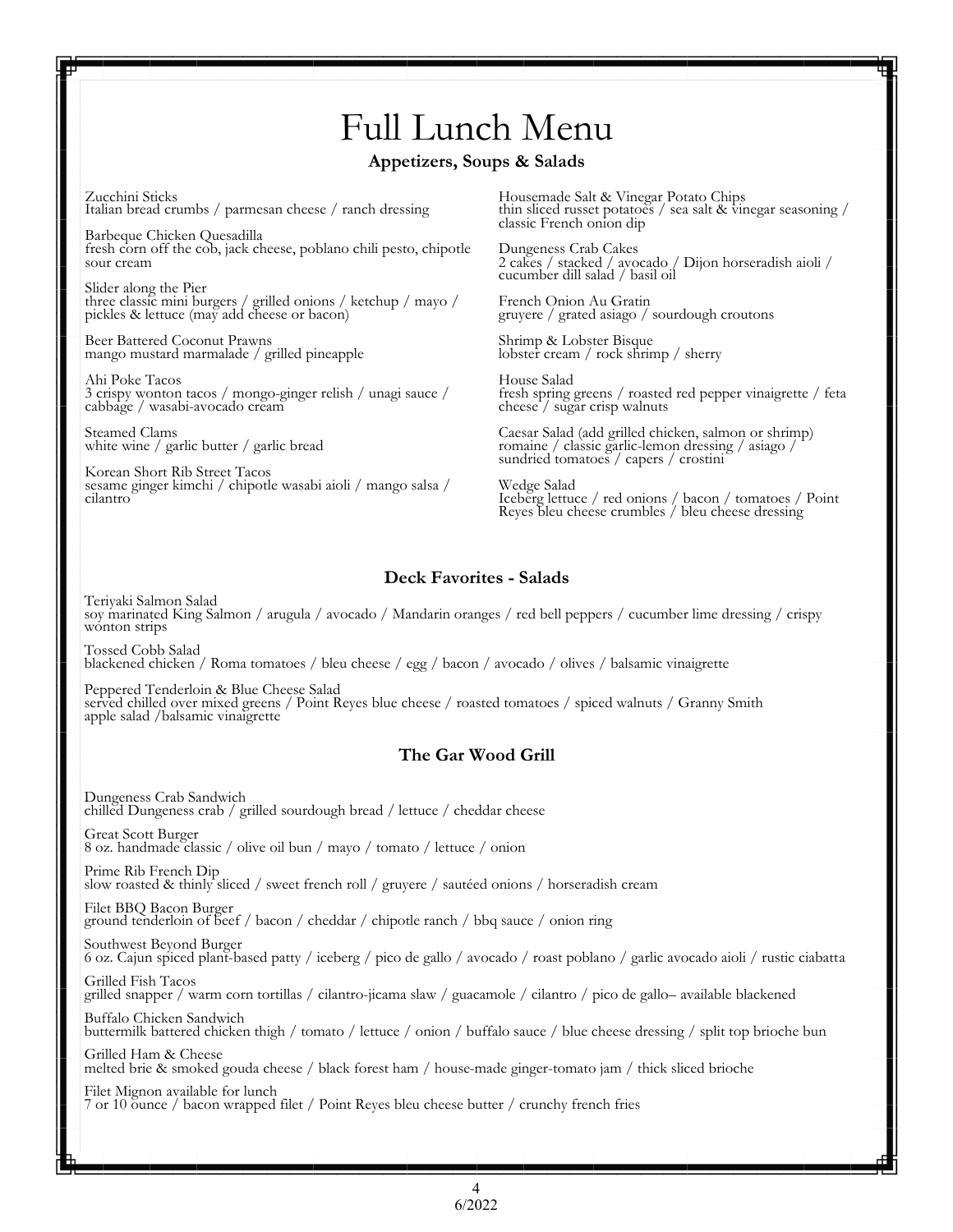# Full Lunch Menu

## Appetizers, Soups & Salads

Zucchini Sticks
Italian bread crumbs / parmesan cheese / ranch dressing

Barbeque Chicken Quesadilla
fresh corn off the cob, jack cheese, poblano chili pesto, chipotle sour cream

Slider along the Pier
three classic mini burgers / grilled onions / ketchup / mayo / pickles & lettuce (may add cheese or bacon)

Beer Battered Coconut Prawns
mango mustard marmalade / grilled pineapple

Ahi Poke Tacos
3 crispy wonton tacos / mongo-ginger relish / unagi sauce / cabbage / wasabi-avocado cream

Steamed Clams
white wine / garlic butter / garlic bread

Korean Short Rib Street Tacos
sesame ginger kimchi / chipotle wasabi aioli / mango salsa / cilantro

Housemade Salt & Vinegar Potato Chips
thin sliced russet potatoes / sea salt & vinegar seasoning / classic French onion dip

Dungeness Crab Cakes
2 cakes / stacked / avocado / Dijon horseradish aioli / cucumber dill salad / basil oil

French Onion Au Gratin
gruyere / grated asiago / sourdough croutons

Shrimp & Lobster Bisque
lobster cream / rock shrimp / sherry

House Salad
fresh spring greens / roasted red pepper vinaigrette / feta cheese / sugar crisp walnuts

Caesar Salad (add grilled chicken, salmon or shrimp)
romaine / classic garlic-lemon dressing / asiago / sundried tomatoes / capers / crostini

Wedge Salad
Iceberg lettuce / red onions / bacon / tomatoes / Point Reyes bleu cheese crumbles / bleu cheese dressing

## Deck Favorites - Salads

Teriyaki Salmon Salad
soy marinated King Salmon / arugula / avocado / Mandarin oranges / red bell peppers / cucumber lime dressing / crispy wonton strips

Tossed Cobb Salad
blackened chicken / Roma tomatoes / bleu cheese / egg / bacon / avocado / olives / balsamic vinaigrette

Peppered Tenderloin & Blue Cheese Salad
served chilled over mixed greens / Point Reyes blue cheese / roasted tomatoes / spiced walnuts / Granny Smith apple salad /balsamic vinaigrette

## The Gar Wood Grill

Dungeness Crab Sandwich
chilled Dungeness crab / grilled sourdough bread / lettuce / cheddar cheese

Great Scott Burger
8 oz. handmade classic / olive oil bun / mayo / tomato / lettuce / onion

Prime Rib French Dip
slow roasted & thinly sliced / sweet french roll / gruyere / sautéed onions / horseradish cream

Filet BBQ Bacon Burger
ground tenderloin of beef / bacon / cheddar / chipotle ranch / bbq sauce / onion ring

Southwest Beyond Burger
6 oz. Cajun spiced plant-based patty / iceberg / pico de gallo / avocado / roast poblano / garlic avocado aioli / rustic ciabatta

Grilled Fish Tacos
grilled snapper / warm corn tortillas / cilantro-jicama slaw / guacamole / cilantro / pico de gallo– available blackened

Buffalo Chicken Sandwich
buttermilk battered chicken thigh / tomato / lettuce / onion / buffalo sauce / blue cheese dressing / split top brioche bun

Grilled Ham & Cheese
melted brie & smoked gouda cheese / black forest ham / house-made ginger-tomato jam / thick sliced brioche

Filet Mignon available for lunch
7 or 10 ounce / bacon wrapped filet / Point Reyes bleu cheese butter / crunchy french fries

6/2022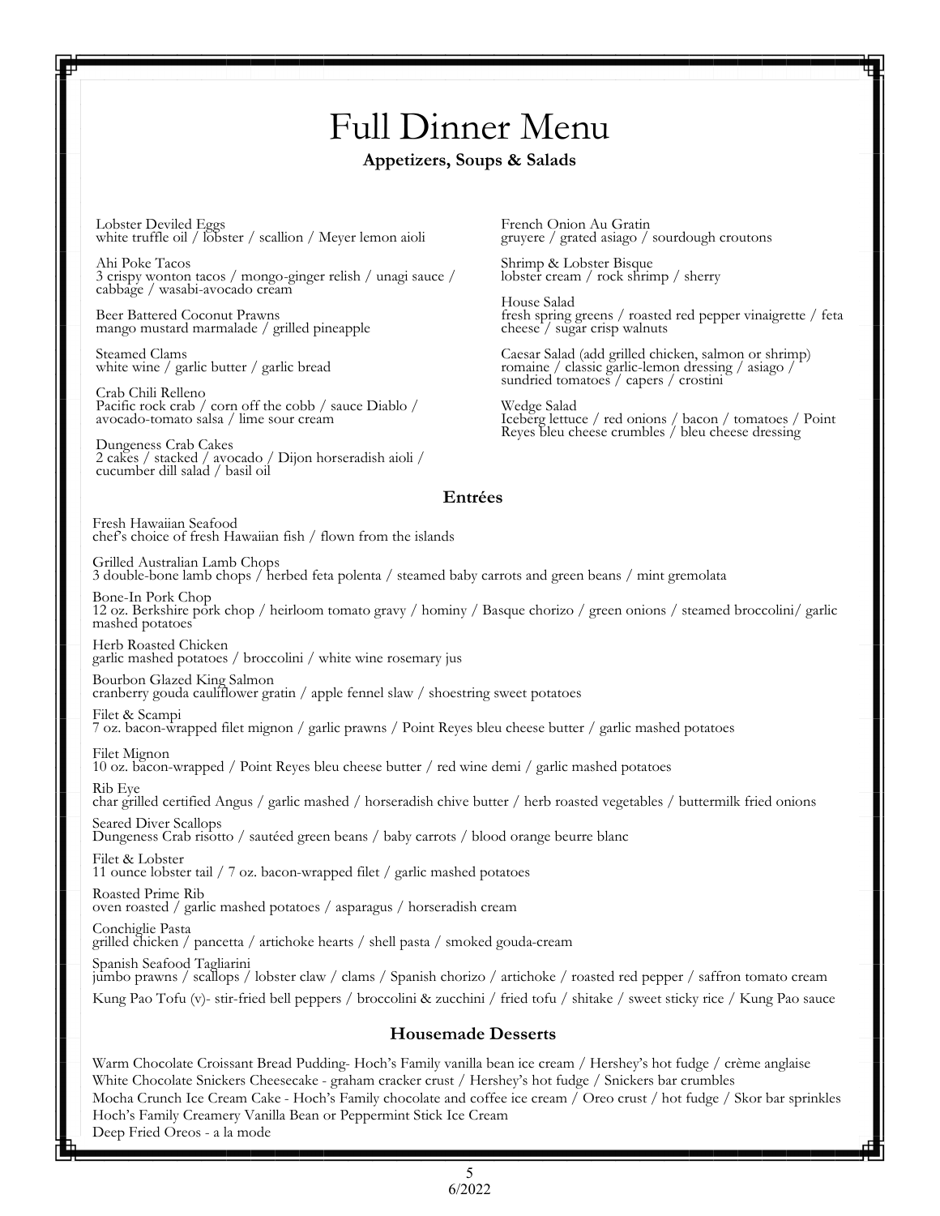# Full Dinner Menu

## Appetizers, Soups & Salads

Lobster Deviled Eggs
white truffle oil / lobster / scallion / Meyer lemon aioli

Ahi Poke Tacos
3 crispy wonton tacos / mongo-ginger relish / unagi sauce / cabbage / wasabi-avocado cream

Beer Battered Coconut Prawns
mango mustard marmalade / grilled pineapple

Steamed Clams
white wine / garlic butter / garlic bread

Crab Chili Relleno
Pacific rock crab / corn off the cobb / sauce Diablo / avocado-tomato salsa / lime sour cream

Dungeness Crab Cakes
2 cakes / stacked / avocado / Dijon horseradish aioli / cucumber dill salad / basil oil

French Onion Au Gratin
gruyere / grated asiago / sourdough croutons

Shrimp & Lobster Bisque
lobster cream / rock shrimp / sherry

House Salad
fresh spring greens / roasted red pepper vinaigrette / feta cheese / sugar crisp walnuts

Caesar Salad (add grilled chicken, salmon or shrimp)
romaine / classic garlic-lemon dressing / asiago / sundried tomatoes / capers / crostini

Wedge Salad
Iceberg lettuce / red onions / bacon / tomatoes / Point Reyes bleu cheese crumbles / bleu cheese dressing

## Entrées

Fresh Hawaiian Seafood
chef's choice of fresh Hawaiian fish / flown from the islands

Grilled Australian Lamb Chops
3 double-bone lamb chops / herbed feta polenta / steamed baby carrots and green beans / mint gremolata

Bone-In Pork Chop
12 oz. Berkshire pork chop / heirloom tomato gravy / hominy / Basque chorizo / green onions / steamed broccolini/ garlic mashed potatoes

Herb Roasted Chicken
garlic mashed potatoes / broccolini / white wine rosemary jus

Bourbon Glazed King Salmon
cranberry gouda cauliflower gratin / apple fennel slaw / shoestring sweet potatoes

Filet & Scampi
7 oz. bacon-wrapped filet mignon / garlic prawns / Point Reyes bleu cheese butter / garlic mashed potatoes

Filet Mignon
10 oz. bacon-wrapped / Point Reyes bleu cheese butter / red wine demi / garlic mashed potatoes

Rib Eye
char grilled certified Angus / garlic mashed / horseradish chive butter / herb roasted vegetables / buttermilk fried onions

Seared Diver Scallops
Dungeness Crab risotto / sautéed green beans / baby carrots / blood orange beurre blanc

Filet & Lobster
11 ounce lobster tail / 7 oz. bacon-wrapped filet / garlic mashed potatoes

Roasted Prime Rib
oven roasted / garlic mashed potatoes / asparagus / horseradish cream

Conchiglie Pasta
grilled chicken / pancetta / artichoke hearts / shell pasta / smoked gouda-cream

Spanish Seafood Tagliarini
jumbo prawns / scallops / lobster claw / clams / Spanish chorizo / artichoke / roasted red pepper / saffron tomato cream

Kung Pao Tofu (v)- stir-fried bell peppers / broccolini & zucchini / fried tofu / shitake / sweet sticky rice / Kung Pao sauce

## Housemade Desserts

Warm Chocolate Croissant Bread Pudding- Hoch's Family vanilla bean ice cream / Hershey's hot fudge / crème anglaise
White Chocolate Snickers Cheesecake - graham cracker crust / Hershey's hot fudge / Snickers bar crumbles
Mocha Crunch Ice Cream Cake - Hoch's Family chocolate and coffee ice cream / Oreo crust / hot fudge / Skor bar sprinkles
Hoch's Family Creamery Vanilla Bean or Peppermint Stick Ice Cream
Deep Fried Oreos - a la mode

6/2022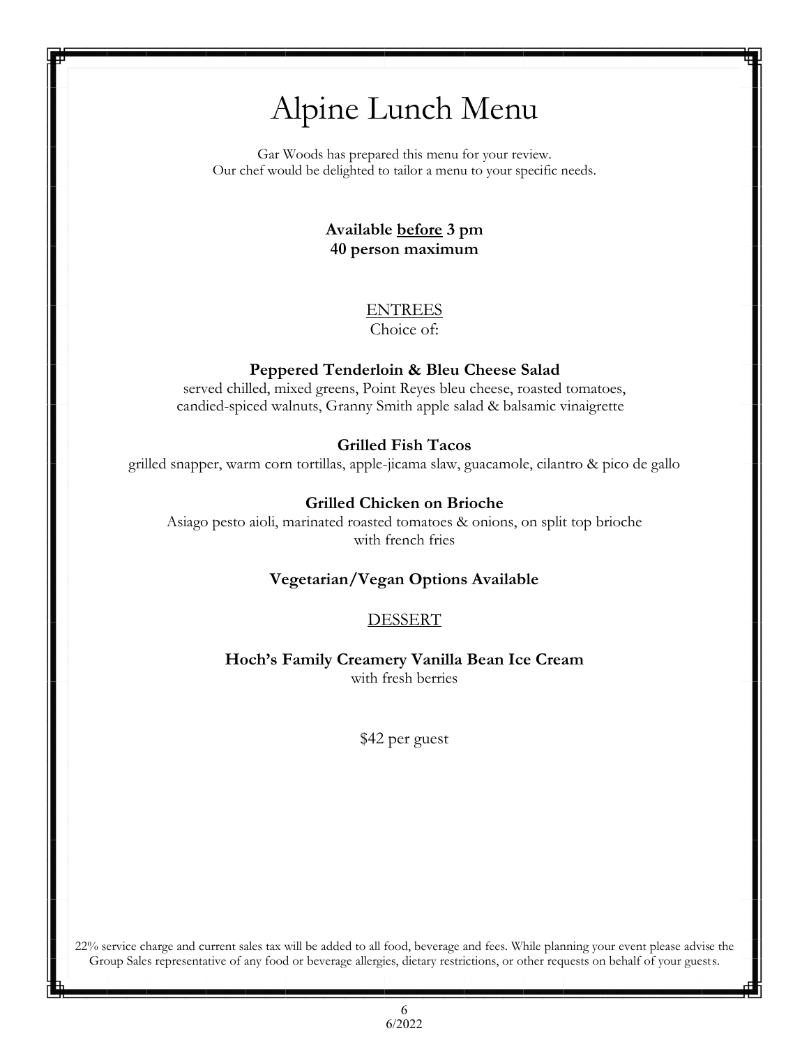# Alpine Lunch Menu

Gar Woods has prepared this menu for your review.
Our chef would be delighted to tailor a menu to your specific needs.

**Available before 3 pm**
**40 person maximum**

## ENTREES

Choice of:

**Peppered Tenderloin & Bleu Cheese Salad**
served chilled, mixed greens, Point Reyes bleu cheese, roasted tomatoes, candied-spiced walnuts, Granny Smith apple salad & balsamic vinaigrette

**Grilled Fish Tacos**
grilled snapper, warm corn tortillas, apple-jicama slaw, guacamole, cilantro & pico de gallo

**Grilled Chicken on Brioche**
Asiago pesto aioli, marinated roasted tomatoes & onions, on split top brioche with french fries

**Vegetarian/Vegan Options Available**

## DESSERT

**Hoch's Family Creamery Vanilla Bean Ice Cream**
with fresh berries

$42 per guest

22% service charge and current sales tax will be added to all food, beverage and fees. While planning your event please advise the Group Sales representative of any food or beverage allergies, dietary restrictions, or other requests on behalf of your guests.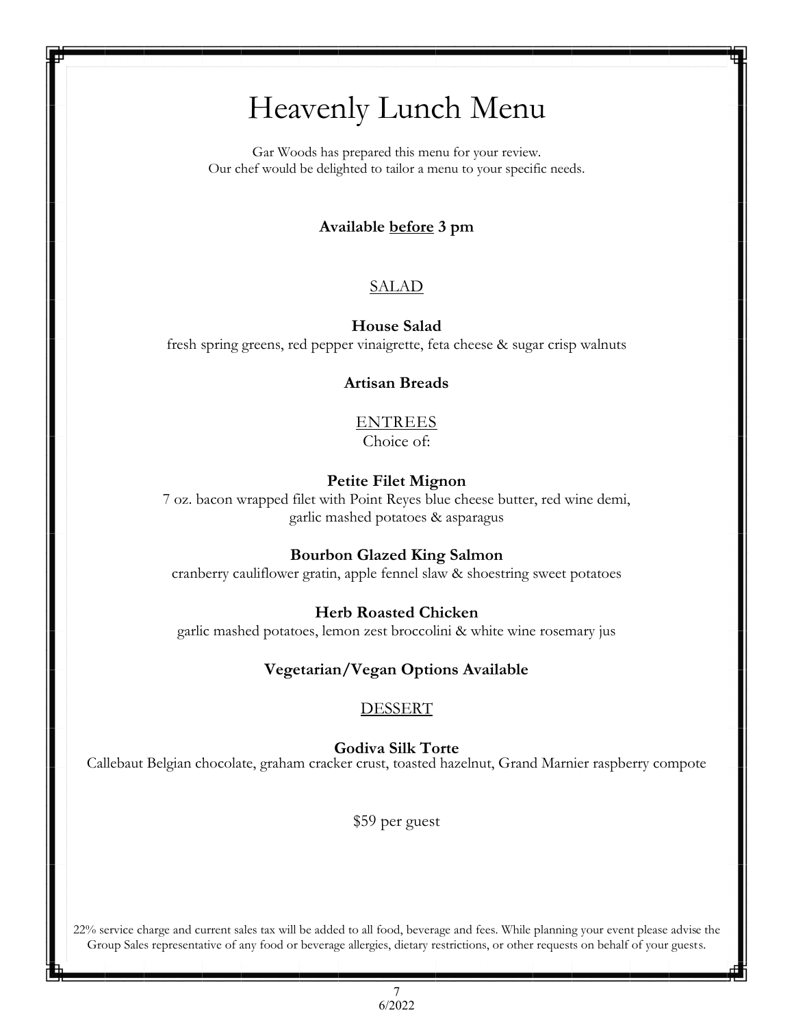# Heavenly Lunch Menu

Gar Woods has prepared this menu for your review.
Our chef would be delighted to tailor a menu to your specific needs.

**Available before 3 pm**

## SALAD

**House Salad**
fresh spring greens, red pepper vinaigrette, feta cheese & sugar crisp walnuts

**Artisan Breads**

## ENTREES

Choice of:

**Petite Filet Mignon**
7 oz. bacon wrapped filet with Point Reyes blue cheese butter, red wine demi, garlic mashed potatoes & asparagus

**Bourbon Glazed King Salmon**
cranberry cauliflower gratin, apple fennel slaw & shoestring sweet potatoes

**Herb Roasted Chicken**
garlic mashed potatoes, lemon zest broccolini & white wine rosemary jus

**Vegetarian/Vegan Options Available**

## DESSERT

**Godiva Silk Torte**
Callebaut Belgian chocolate, graham cracker crust, toasted hazelnut, Grand Marnier raspberry compote

$59 per guest

22% service charge and current sales tax will be added to all food, beverage and fees. While planning your event please advise the Group Sales representative of any food or beverage allergies, dietary restrictions, or other requests on behalf of your guests.

6/2022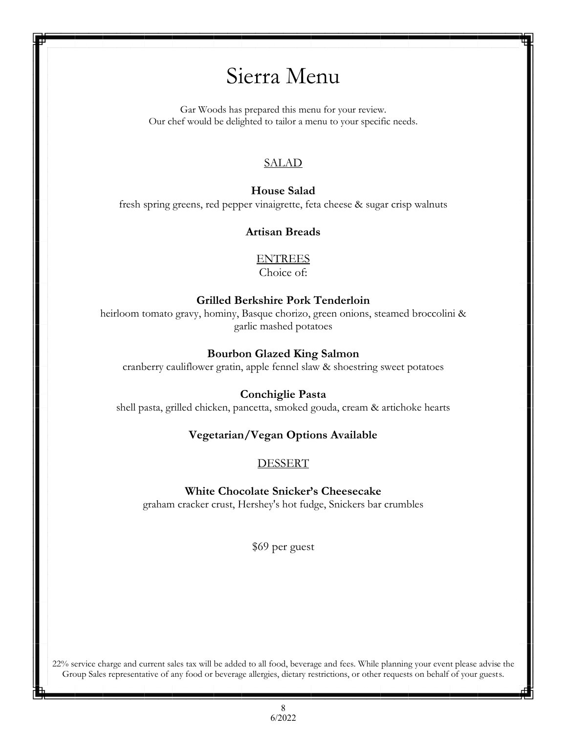# Sierra Menu

Gar Woods has prepared this menu for your review.
Our chef would be delighted to tailor a menu to your specific needs.

## SALAD

**House Salad**
fresh spring greens, red pepper vinaigrette, feta cheese & sugar crisp walnuts

**Artisan Breads**

## ENTREES

Choice of:

**Grilled Berkshire Pork Tenderloin**
heirloom tomato gravy, hominy, Basque chorizo, green onions, steamed broccolini & garlic mashed potatoes

**Bourbon Glazed King Salmon**
cranberry cauliflower gratin, apple fennel slaw & shoestring sweet potatoes

**Conchiglie Pasta**
shell pasta, grilled chicken, pancetta, smoked gouda, cream & artichoke hearts

**Vegetarian/Vegan Options Available**

## DESSERT

**White Chocolate Snicker's Cheesecake**
graham cracker crust, Hershey's hot fudge, Snickers bar crumbles

$69 per guest

22% service charge and current sales tax will be added to all food, beverage and fees. While planning your event please advise the Group Sales representative of any food or beverage allergies, dietary restrictions, or other requests on behalf of your guests.

6/2022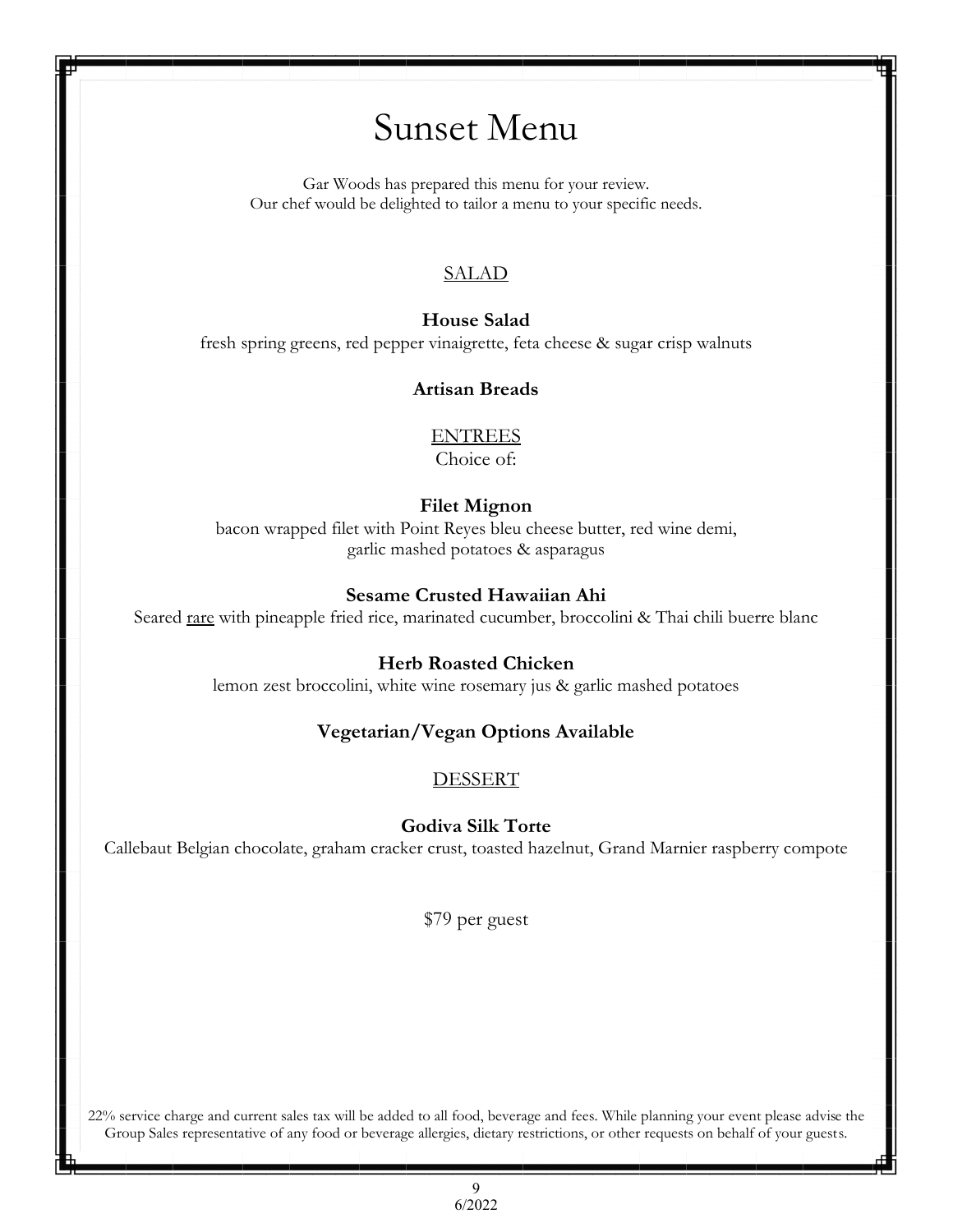# Sunset Menu

Gar Woods has prepared this menu for your review.
Our chef would be delighted to tailor a menu to your specific needs.

## SALAD

**House Salad**
fresh spring greens, red pepper vinaigrette, feta cheese & sugar crisp walnuts

**Artisan Breads**

## ENTREES

Choice of:

**Filet Mignon**
bacon wrapped filet with Point Reyes bleu cheese butter, red wine demi,
garlic mashed potatoes & asparagus

**Sesame Crusted Hawaiian Ahi**
Seared rare with pineapple fried rice, marinated cucumber, broccolini & Thai chili buerre blanc

**Herb Roasted Chicken**
lemon zest broccolini, white wine rosemary jus & garlic mashed potatoes

**Vegetarian/Vegan Options Available**

## DESSERT

**Godiva Silk Torte**
Callebaut Belgian chocolate, graham cracker crust, toasted hazelnut, Grand Marnier raspberry compote

$79 per guest

22% service charge and current sales tax will be added to all food, beverage and fees. While planning your event please advise the Group Sales representative of any food or beverage allergies, dietary restrictions, or other requests on behalf of your guests.

6/2022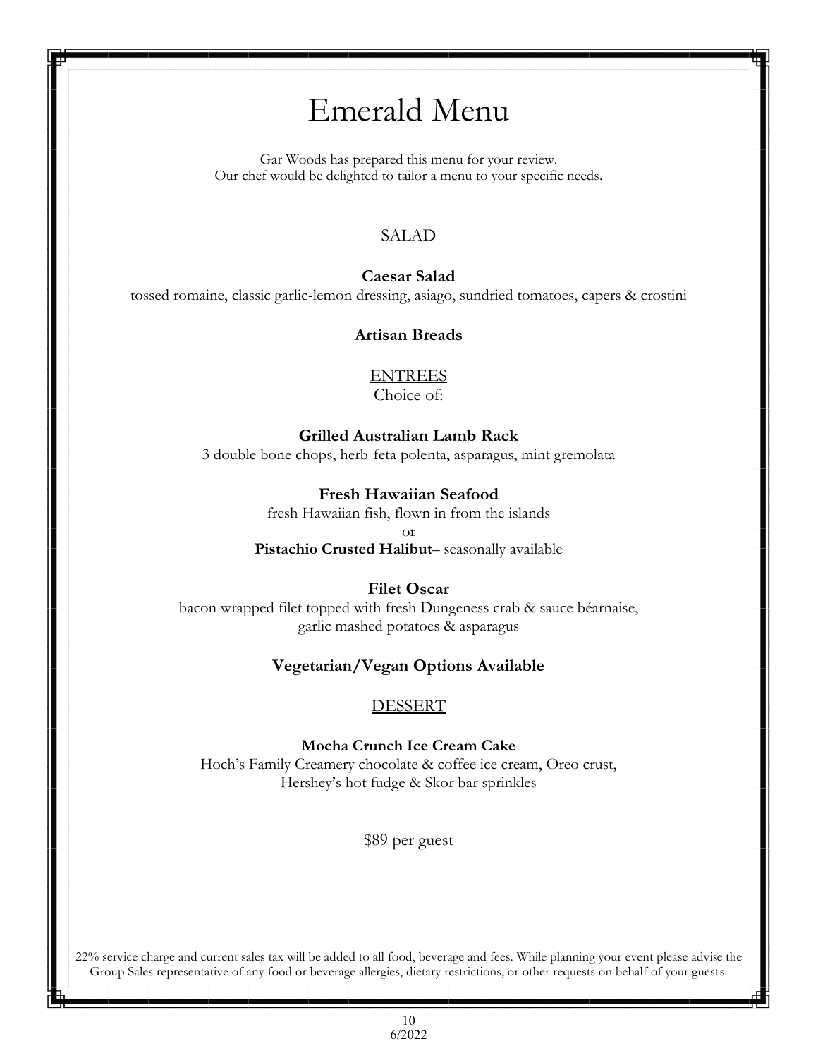# Emerald Menu

Gar Woods has prepared this menu for your review.
Our chef would be delighted to tailor a menu to your specific needs.

## SALAD

**Caesar Salad**
tossed romaine, classic garlic-lemon dressing, asiago, sundried tomatoes, capers & crostini

**Artisan Breads**

## ENTREES

Choice of:

**Grilled Australian Lamb Rack**
3 double bone chops, herb-feta polenta, asparagus, mint gremolata

**Fresh Hawaiian Seafood**
fresh Hawaiian fish, flown in from the islands
or
**Pistachio Crusted Halibut**– seasonally available

**Filet Oscar**
bacon wrapped filet topped with fresh Dungeness crab & sauce béarnaise,
garlic mashed potatoes & asparagus

**Vegetarian/Vegan Options Available**

## DESSERT

**Mocha Crunch Ice Cream Cake**
Hoch's Family Creamery chocolate & coffee ice cream, Oreo crust,
Hershey's hot fudge & Skor bar sprinkles

$89 per guest

22% service charge and current sales tax will be added to all food, beverage and fees. While planning your event please advise the Group Sales representative of any food or beverage allergies, dietary restrictions, or other requests on behalf of your guests.

6/2022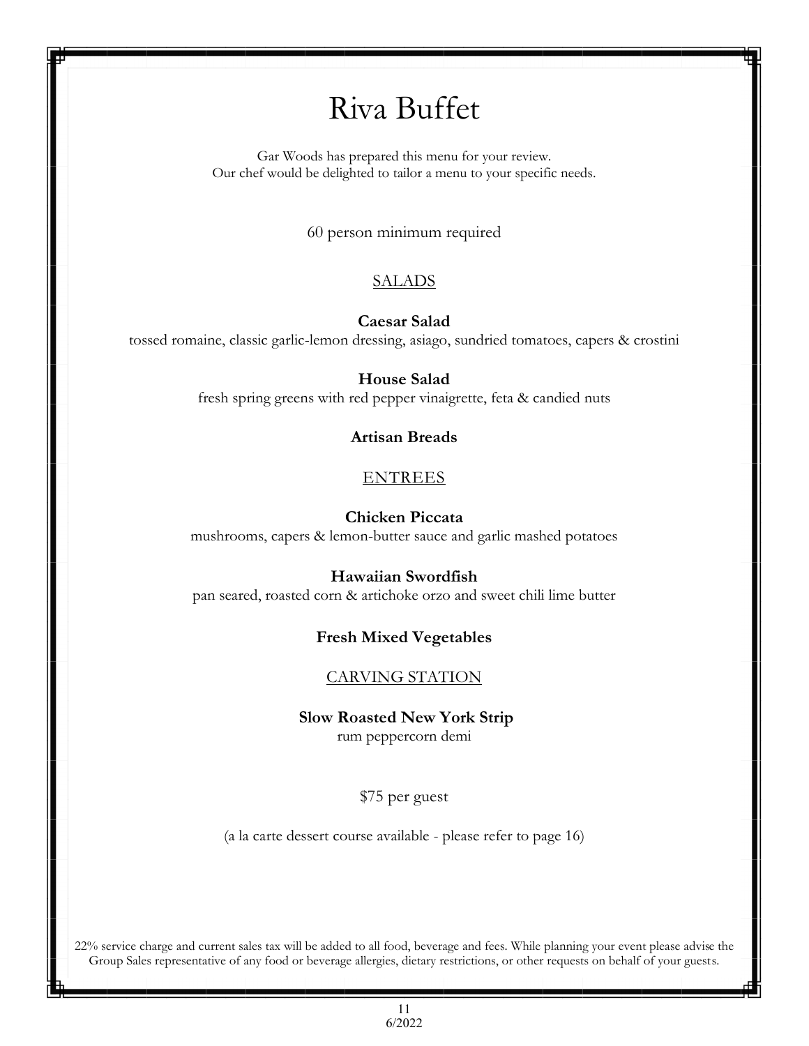# Riva Buffet

Gar Woods has prepared this menu for your review.
Our chef would be delighted to tailor a menu to your specific needs.

60 person minimum required

## SALADS

**Caesar Salad**
tossed romaine, classic garlic-lemon dressing, asiago, sundried tomatoes, capers & crostini

**House Salad**
fresh spring greens with red pepper vinaigrette, feta & candied nuts

**Artisan Breads**

## ENTREES

**Chicken Piccata**
mushrooms, capers & lemon-butter sauce and garlic mashed potatoes

**Hawaiian Swordfish**
pan seared, roasted corn & artichoke orzo and sweet chili lime butter

**Fresh Mixed Vegetables**

## CARVING STATION

**Slow Roasted New York Strip**
rum peppercorn demi

$75 per guest

(a la carte dessert course available - please refer to page 16)

22% service charge and current sales tax will be added to all food, beverage and fees. While planning your event please advise the Group Sales representative of any food or beverage allergies, dietary restrictions, or other requests on behalf of your guests.

6/2022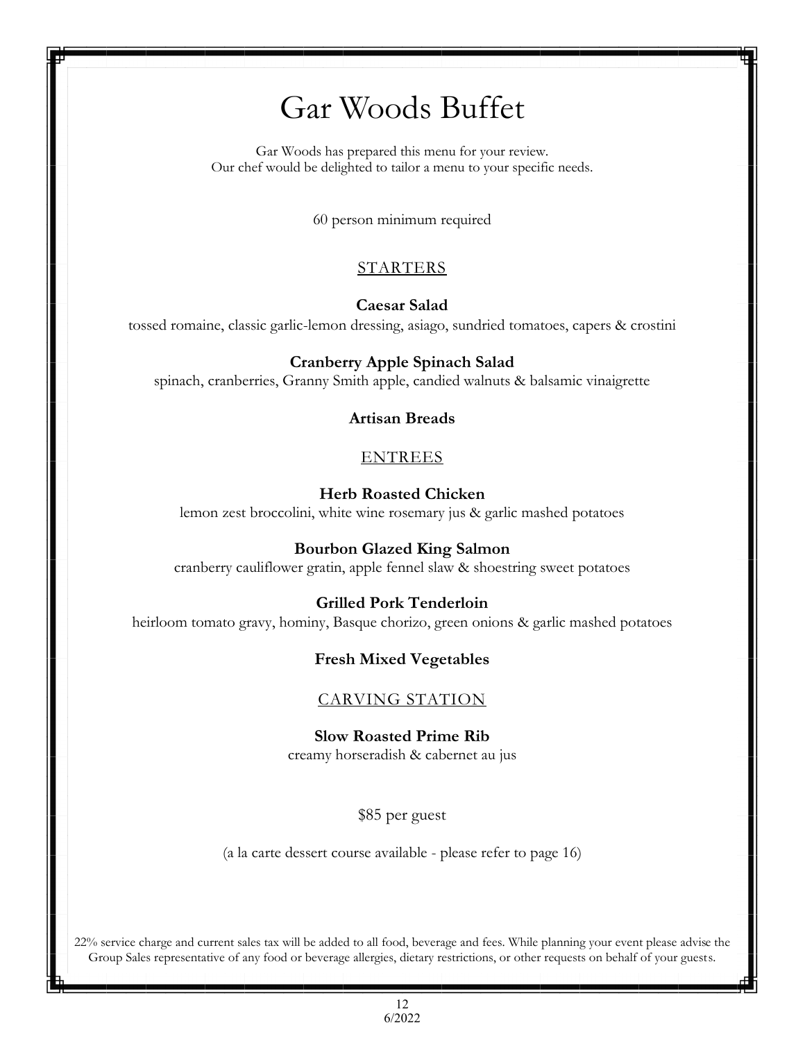# Gar Woods Buffet

Gar Woods has prepared this menu for your review.
Our chef would be delighted to tailor a menu to your specific needs.

60 person minimum required

## STARTERS

**Caesar Salad**
tossed romaine, classic garlic-lemon dressing, asiago, sundried tomatoes, capers & crostini

**Cranberry Apple Spinach Salad**
spinach, cranberries, Granny Smith apple, candied walnuts & balsamic vinaigrette

**Artisan Breads**

## ENTREES

**Herb Roasted Chicken**
lemon zest broccolini, white wine rosemary jus & garlic mashed potatoes

**Bourbon Glazed King Salmon**
cranberry cauliflower gratin, apple fennel slaw & shoestring sweet potatoes

**Grilled Pork Tenderloin**
heirloom tomato gravy, hominy, Basque chorizo, green onions & garlic mashed potatoes

**Fresh Mixed Vegetables**

## CARVING STATION

**Slow Roasted Prime Rib**
creamy horseradish & cabernet au jus

$85 per guest

(a la carte dessert course available - please refer to page 16)

22% service charge and current sales tax will be added to all food, beverage and fees. While planning your event please advise the Group Sales representative of any food or beverage allergies, dietary restrictions, or other requests on behalf of your guests.

6/2022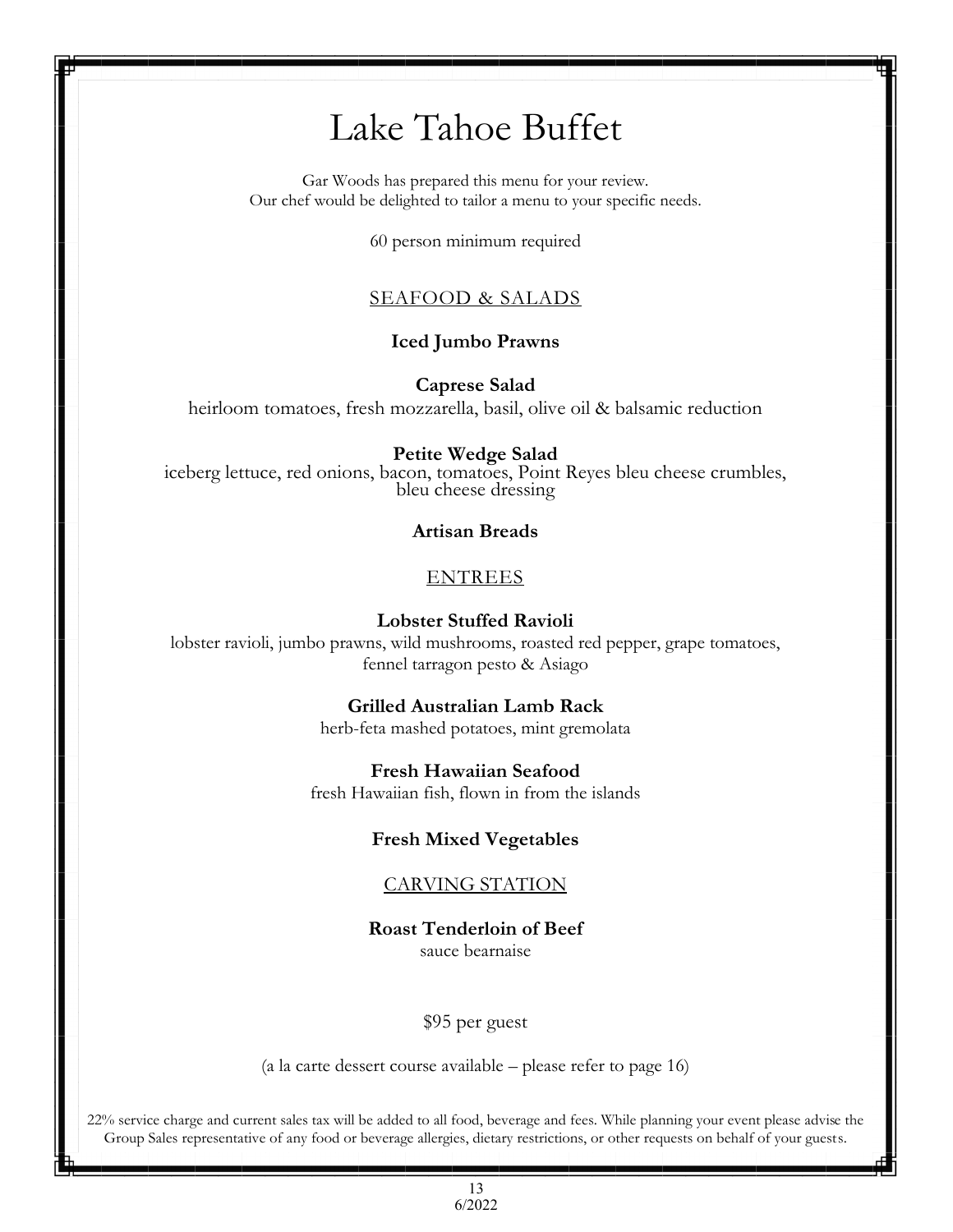# Lake Tahoe Buffet

Gar Woods has prepared this menu for your review.
Our chef would be delighted to tailor a menu to your specific needs.

60 person minimum required

## SEAFOOD & SALADS

**Iced Jumbo Prawns**

**Caprese Salad**
heirloom tomatoes, fresh mozzarella, basil, olive oil & balsamic reduction

**Petite Wedge Salad**
iceberg lettuce, red onions, bacon, tomatoes, Point Reyes bleu cheese crumbles, bleu cheese dressing

**Artisan Breads**

## ENTREES

**Lobster Stuffed Ravioli**
lobster ravioli, jumbo prawns, wild mushrooms, roasted red pepper, grape tomatoes, fennel tarragon pesto & Asiago

**Grilled Australian Lamb Rack**
herb-feta mashed potatoes, mint gremolata

**Fresh Hawaiian Seafood**
fresh Hawaiian fish, flown in from the islands

**Fresh Mixed Vegetables**

## CARVING STATION

**Roast Tenderloin of Beef**
sauce bearnaise

$95 per guest

(a la carte dessert course available – please refer to page 16)

22% service charge and current sales tax will be added to all food, beverage and fees. While planning your event please advise the Group Sales representative of any food or beverage allergies, dietary restrictions, or other requests on behalf of your guests.

6/2022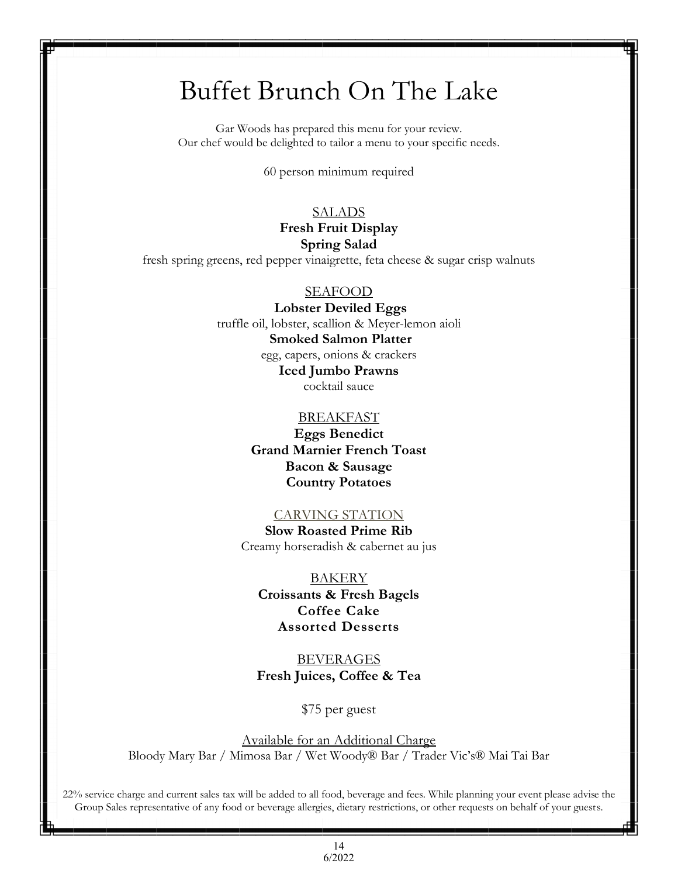# Buffet Brunch On The Lake

Gar Woods has prepared this menu for your review.
Our chef would be delighted to tailor a menu to your specific needs.

60 person minimum required

## SALADS

**Fresh Fruit Display**

**Spring Salad**

fresh spring greens, red pepper vinaigrette, feta cheese & sugar crisp walnuts

## SEAFOOD

**Lobster Deviled Eggs**

truffle oil, lobster, scallion & Meyer-lemon aioli

**Smoked Salmon Platter**

egg, capers, onions & crackers

**Iced Jumbo Prawns**

cocktail sauce

## BREAKFAST

**Eggs Benedict**

**Grand Marnier French Toast**

**Bacon & Sausage**

**Country Potatoes**

## CARVING STATION

**Slow Roasted Prime Rib**

Creamy horseradish & cabernet au jus

## BAKERY

**Croissants & Fresh Bagels**

**Coffee Cake**

**Assorted Desserts**

## BEVERAGES

**Fresh Juices, Coffee & Tea**

$75 per guest

## Available for an Additional Charge

Bloody Mary Bar / Mimosa Bar / Wet Woody® Bar / Trader Vic's® Mai Tai Bar

22% service charge and current sales tax will be added to all food, beverage and fees. While planning your event please advise the Group Sales representative of any food or beverage allergies, dietary restrictions, or other requests on behalf of your guests.

6/2022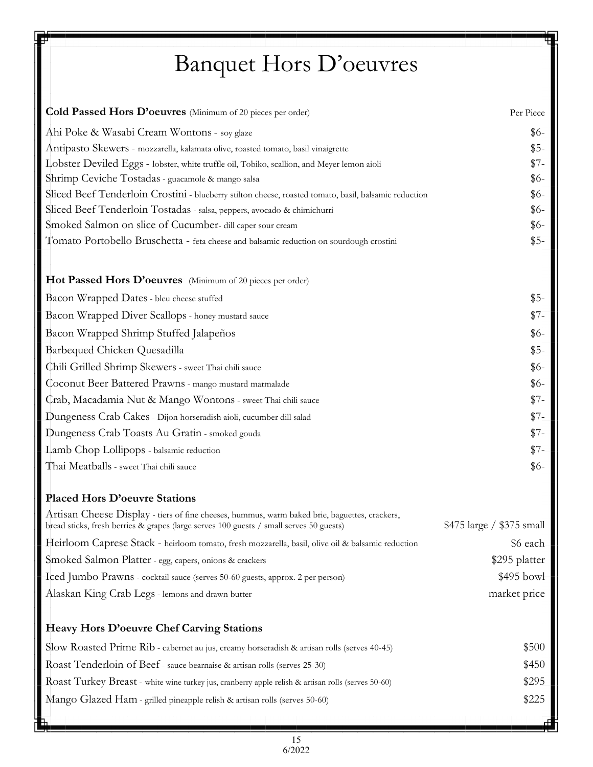# Banquet Hors D'oeuvres

| **Cold Passed Hors D'oeuvres** (Minimum of 20 pieces per order) | Per Piece |
|---|---|
| Ahi Poke & Wasabi Cream Wontons - soy glaze | $6- |
| Antipasto Skewers - mozzarella, kalamata olive, roasted tomato, basil vinaigrette | $5- |
| Lobster Deviled Eggs - lobster, white truffle oil, Tobiko, scallion, and Meyer lemon aioli | $7- |
| Shrimp Ceviche Tostadas - guacamole & mango salsa | $6- |
| Sliced Beef Tenderloin Crostini - blueberry stilton cheese, roasted tomato, basil, balsamic reduction | $6- |
| Sliced Beef Tenderloin Tostadas - salsa, peppers, avocado & chimichurri | $6- |
| Smoked Salmon on slice of Cucumber- dill caper sour cream | $6- |
| Tomato Portobello Bruschetta - feta cheese and balsamic reduction on sourdough crostini | $5- |

| **Hot Passed Hors D'oeuvres** (Minimum of 20 pieces per order) | |
|---|---|
| Bacon Wrapped Dates - bleu cheese stuffed | $5- |
| Bacon Wrapped Diver Scallops - honey mustard sauce | $7- |
| Bacon Wrapped Shrimp Stuffed Jalapeños | $6- |
| Barbequed Chicken Quesadilla | $5- |
| Chili Grilled Shrimp Skewers - sweet Thai chili sauce | $6- |
| Coconut Beer Battered Prawns - mango mustard marmalade | $6- |
| Crab, Macadamia Nut & Mango Wontons - sweet Thai chili sauce | $7- |
| Dungeness Crab Cakes - Dijon horseradish aioli, cucumber dill salad | $7- |
| Dungeness Crab Toasts Au Gratin - smoked gouda | $7- |
| Lamb Chop Lollipops - balsamic reduction | $7- |
| Thai Meatballs - sweet Thai chili sauce | $6- |

| **Placed Hors D'oeuvre Stations** | |
|---|---|
| Artisan Cheese Display - tiers of fine cheeses, hummus, warm baked brie, baguettes, crackers, bread sticks, fresh berries & grapes (large serves 100 guests / small serves 50 guests) | $475 large / $375 small |
| Heirloom Caprese Stack - heirloom tomato, fresh mozzarella, basil, olive oil & balsamic reduction | $6 each |
| Smoked Salmon Platter - egg, capers, onions & crackers | $295 platter |
| Iced Jumbo Prawns - cocktail sauce (serves 50-60 guests, approx. 2 per person) | $495 bowl |
| Alaskan King Crab Legs - lemons and drawn butter | market price |

| **Heavy Hors D'oeuvre Chef Carving Stations** | |
|---|---|
| Slow Roasted Prime Rib - cabernet au jus, creamy horseradish & artisan rolls (serves 40-45) | $500 |
| Roast Tenderloin of Beef - sauce bearnaise & artisan rolls (serves 25-30) | $450 |
| Roast Turkey Breast - white wine turkey jus, cranberry apple relish & artisan rolls (serves 50-60) | $295 |
| Mango Glazed Ham - grilled pineapple relish & artisan rolls (serves 50-60) | $225 |

6/2022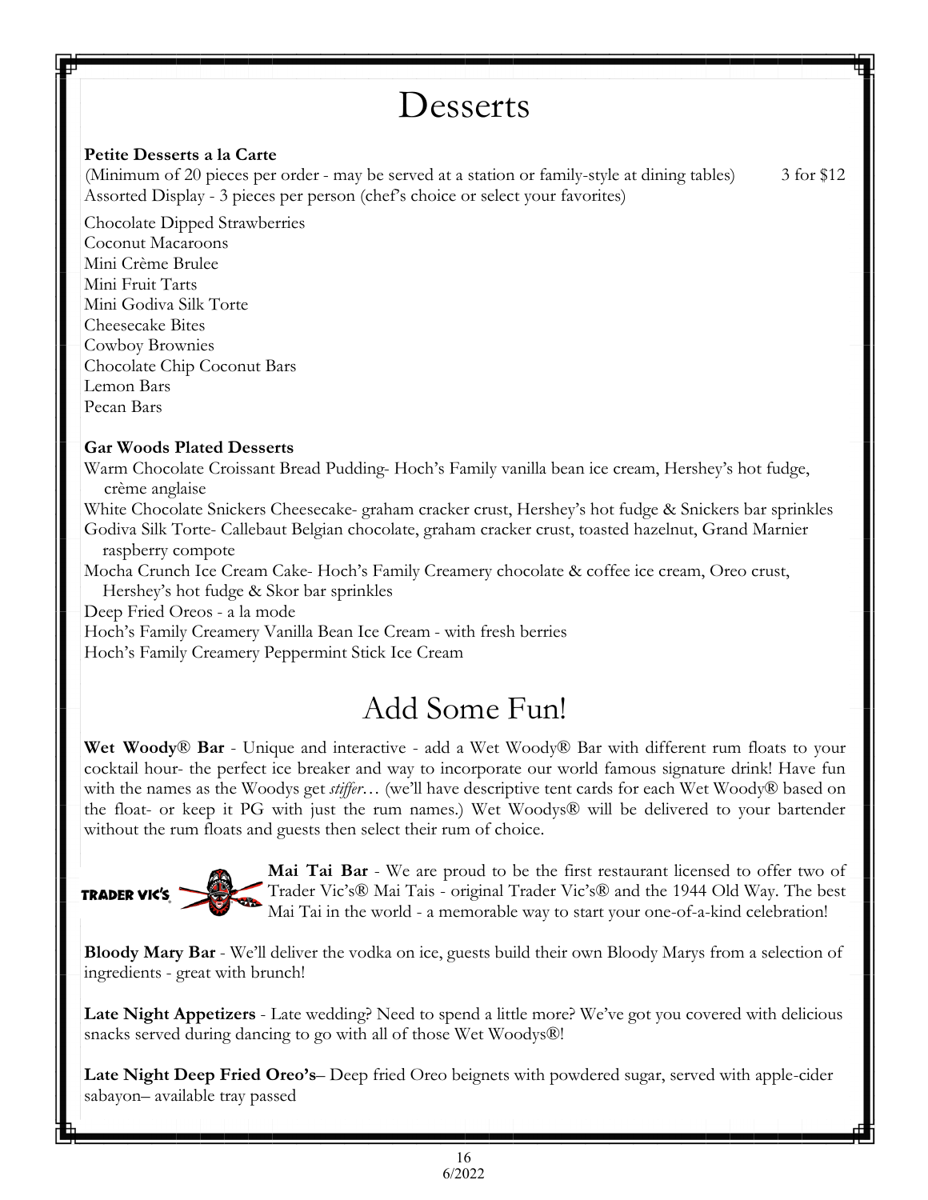# Desserts

**Petite Desserts a la Carte**

(Minimum of 20 pieces per order - may be served at a station or family-style at dining tables) 3 for $12

Assorted Display - 3 pieces per person (chef's choice or select your favorites)

Chocolate Dipped Strawberries
Coconut Macaroons
Mini Crème Brulee
Mini Fruit Tarts
Mini Godiva Silk Torte
Cheesecake Bites
Cowboy Brownies
Chocolate Chip Coconut Bars
Lemon Bars
Pecan Bars

**Gar Woods Plated Desserts**

Warm Chocolate Croissant Bread Pudding- Hoch's Family vanilla bean ice cream, Hershey's hot fudge, crème anglaise

White Chocolate Snickers Cheesecake- graham cracker crust, Hershey's hot fudge & Snickers bar sprinkles

Godiva Silk Torte- Callebaut Belgian chocolate, graham cracker crust, toasted hazelnut, Grand Marnier raspberry compote

Mocha Crunch Ice Cream Cake- Hoch's Family Creamery chocolate & coffee ice cream, Oreo crust, Hershey's hot fudge & Skor bar sprinkles

Deep Fried Oreos - a la mode

Hoch's Family Creamery Vanilla Bean Ice Cream - with fresh berries

Hoch's Family Creamery Peppermint Stick Ice Cream

# Add Some Fun!

**Wet Woody® Bar** - Unique and interactive - add a Wet Woody® Bar with different rum floats to your cocktail hour- the perfect ice breaker and way to incorporate our world famous signature drink! Have fun with the names as the Woodys get *stiffer*… (we'll have descriptive tent cards for each Wet Woody® based on the float- or keep it PG with just the rum names.) Wet Woodys® will be delivered to your bartender without the rum floats and guests then select their rum of choice.

TRADER VIC'S

**Mai Tai Bar** - We are proud to be the first restaurant licensed to offer two of Trader Vic's® Mai Tais - original Trader Vic's® and the 1944 Old Way. The best Mai Tai in the world - a memorable way to start your one-of-a-kind celebration!

**Bloody Mary Bar** - We'll deliver the vodka on ice, guests build their own Bloody Marys from a selection of ingredients - great with brunch!

**Late Night Appetizers** - Late wedding? Need to spend a little more? We've got you covered with delicious snacks served during dancing to go with all of those Wet Woodys®!

**Late Night Deep Fried Oreo's**– Deep fried Oreo beignets with powdered sugar, served with apple-cider sabayon– available tray passed

6/2022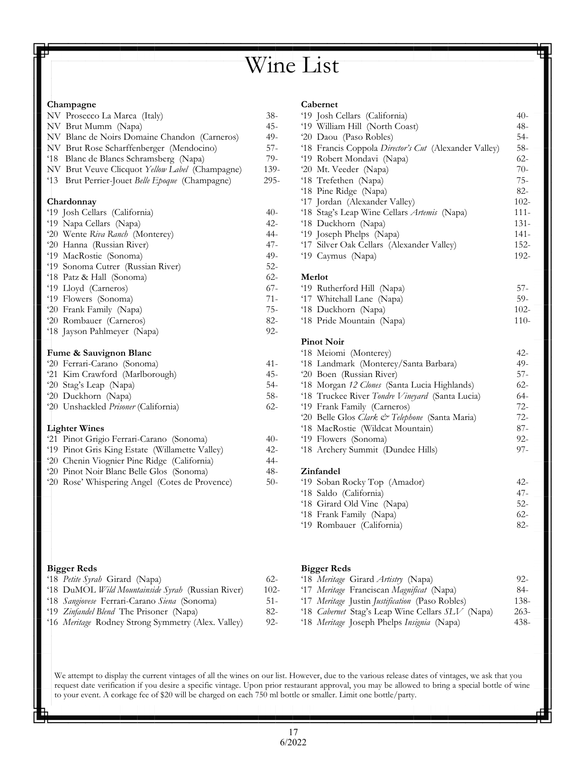# Wine List

## Champagne

| Wine | Price |
|---|---|
| NV Prosecco La Marca (Italy) | 38- |
| NV Brut Mumm (Napa) | 45- |
| NV Blanc de Noirs Domaine Chandon (Carneros) | 49- |
| NV Brut Rose Scharffenberger (Mendocino) | 57- |
| '18 Blanc de Blancs Schramsberg (Napa) | 79- |
| NV Brut Veuve Clicquot *Yellow Label* (Champagne) | 139- |
| '13 Brut Perrier-Jouet *Belle Epoque* (Champagne) | 295- |

## Chardonnay

| Wine | Price |
|---|---|
| '19 Josh Cellars (California) | 40- |
| '19 Napa Cellars (Napa) | 42- |
| '20 Wente *Riva Ranch* (Monterey) | 44- |
| '20 Hanna (Russian River) | 47- |
| '19 MacRostie (Sonoma) | 49- |
| '19 Sonoma Cutrer (Russian River) | 52- |
| '18 Patz & Hall (Sonoma) | 62- |
| '19 Lloyd (Carneros) | 67- |
| '19 Flowers (Sonoma) | 71- |
| '20 Frank Family (Napa) | 75- |
| '20 Rombauer (Carneros) | 82- |
| '18 Jayson Pahlmeyer (Napa) | 92- |

## Fume & Sauvignon Blanc

| Wine | Price |
|---|---|
| '20 Ferrari-Carano (Sonoma) | 41- |
| '21 Kim Crawford (Marlborough) | 45- |
| '20 Stag's Leap (Napa) | 54- |
| '20 Duckhorn (Napa) | 58- |
| '20 Unshackled *Prisoner* (California) | 62- |

## Lighter Wines

| Wine | Price |
|---|---|
| '21 Pinot Grigio Ferrari-Carano (Sonoma) | 40- |
| '19 Pinot Gris King Estate (Willamette Valley) | 42- |
| '20 Chenin Viognier Pine Ridge (California) | 44- |
| '20 Pinot Noir Blanc Belle Glos (Sonoma) | 48- |
| '20 Rose' Whispering Angel (Cotes de Provence) | 50- |

## Cabernet

| Wine | Price |
|---|---|
| '19 Josh Cellars (California) | 40- |
| '19 William Hill (North Coast) | 48- |
| '20 Daou (Paso Robles) | 54- |
| '18 Francis Coppola *Director's Cut* (Alexander Valley) | 58- |
| '19 Robert Mondavi (Napa) | 62- |
| '20 Mt. Veeder (Napa) | 70- |
| '18 Trefethen (Napa) | 75- |
| '18 Pine Ridge (Napa) | 82- |
| '17 Jordan (Alexander Valley) | 102- |
| '18 Stag's Leap Wine Cellars *Artemis* (Napa) | 111- |
| '18 Duckhorn (Napa) | 131- |
| '19 Joseph Phelps (Napa) | 141- |
| '17 Silver Oak Cellars (Alexander Valley) | 152- |
| '19 Caymus (Napa) | 192- |

## Merlot

| Wine | Price |
|---|---|
| '19 Rutherford Hill (Napa) | 57- |
| '17 Whitehall Lane (Napa) | 59- |
| '18 Duckhorn (Napa) | 102- |
| '18 Pride Mountain (Napa) | 110- |

## Pinot Noir

| Wine | Price |
|---|---|
| '18 Meiomi (Monterey) | 42- |
| '18 Landmark (Monterey/Santa Barbara) | 49- |
| '20 Boen (Russian River) | 57- |
| '18 Morgan *12 Clones* (Santa Lucia Highlands) | 62- |
| '18 Truckee River *Tondre Vineyard* (Santa Lucia) | 64- |
| '19 Frank Family (Carneros) | 72- |
| '20 Belle Glos *Clark & Telephone* (Santa Maria) | 72- |
| '18 MacRostie (Wildcat Mountain) | 87- |
| '19 Flowers (Sonoma) | 92- |
| '18 Archery Summit (Dundee Hills) | 97- |

## Zinfandel

| Wine | Price |
|---|---|
| '19 Soban Rocky Top (Amador) | 42- |
| '18 Saldo (California) | 47- |
| '18 Girard Old Vine (Napa) | 52- |
| '18 Frank Family (Napa) | 62- |
| '19 Rombauer (California) | 82- |

## Bigger Reds

| Wine | Price |
|---|---|
| '18 *Petite Syrah* Girard (Napa) | 62- |
| '18 DuMOL *Wild Mountainside Syrah* (Russian River) | 102- |
| '18 *Sangiovese* Ferrari-Carano *Siena* (Sonoma) | 51- |
| '19 *Zinfandel Blend* The Prisoner (Napa) | 82- |
| '16 *Meritage* Rodney Strong Symmetry (Alex. Valley) | 92- |

## Bigger Reds

| Wine | Price |
|---|---|
| '18 *Meritage* Girard *Artistry* (Napa) | 92- |
| '17 *Meritage* Franciscan *Magnificat* (Napa) | 84- |
| '17 *Meritage* Justin *Justification* (Paso Robles) | 138- |
| '18 *Cabernet* Stag's Leap Wine Cellars *SLV* (Napa) | 263- |
| '18 *Meritage* Joseph Phelps *Insignia* (Napa) | 438- |

We attempt to display the current vintages of all the wines on our list. However, due to the various release dates of vintages, we ask that you request date verification if you desire a specific vintage. Upon prior restaurant approval, you may be allowed to bring a special bottle of wine to your event. A corkage fee of $20 will be charged on each 750 ml bottle or smaller. Limit one bottle/party.

6/2022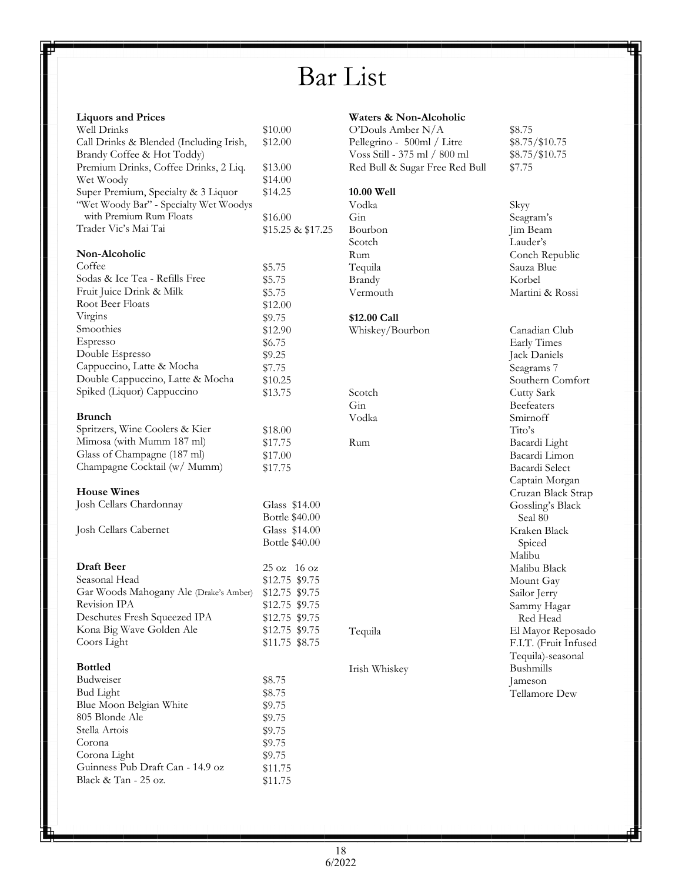# Bar List

### Liquors and Prices

| Item | Price |
|---|---|
| Well Drinks | $10.00 |
| Call Drinks & Blended (Including Irish, Brandy Coffee & Hot Toddy) | $12.00 |
| Premium Drinks, Coffee Drinks, 2 Liq. | $13.00 |
| Wet Woody | $14.00 |
| Super Premium, Specialty & 3 Liquor | $14.25 |
| "Wet Woody Bar" - Specialty Wet Woodys with Premium Rum Floats | $16.00 |
| Trader Vic's Mai Tai | $15.25 & $17.25 |

### Non-Alcoholic

| Item | Price |
|---|---|
| Coffee | $5.75 |
| Sodas & Ice Tea - Refills Free | $5.75 |
| Fruit Juice Drink & Milk | $5.75 |
| Root Beer Floats | $12.00 |
| Virgins | $9.75 |
| Smoothies | $12.90 |
| Espresso | $6.75 |
| Double Espresso | $9.25 |
| Cappuccino, Latte & Mocha | $7.75 |
| Double Cappuccino, Latte & Mocha | $10.25 |
| Spiked (Liquor) Cappuccino | $13.75 |

### Brunch

| Item | Price |
|---|---|
| Spritzers, Wine Coolers & Kier | $18.00 |
| Mimosa (with Mumm 187 ml) | $17.75 |
| Glass of Champagne (187 ml) | $17.00 |
| Champagne Cocktail (w/ Mumm) | $17.75 |

### House Wines

| Item | Glass | Bottle |
|---|---|---|
| Josh Cellars Chardonnay | $14.00 | $40.00 |
| Josh Cellars Cabernet | $14.00 | $40.00 |

### Draft Beer

| Item | 25 oz | 16 oz |
|---|---|---|
| Seasonal Head | $12.75 | $9.75 |
| Gar Woods Mahogany Ale (Drake's Amber) | $12.75 | $9.75 |
| Revision IPA | $12.75 | $9.75 |
| Deschutes Fresh Squeezed IPA | $12.75 | $9.75 |
| Kona Big Wave Golden Ale | $12.75 | $9.75 |
| Coors Light | $11.75 | $8.75 |

### Bottled

| Item | Price |
|---|---|
| Budweiser | $8.75 |
| Bud Light | $8.75 |
| Blue Moon Belgian White | $9.75 |
| 805 Blonde Ale | $9.75 |
| Stella Artois | $9.75 |
| Corona | $9.75 |
| Corona Light | $9.75 |
| Guinness Pub Draft Can - 14.9 oz | $11.75 |
| Black & Tan - 25 oz. | $11.75 |

### Waters & Non-Alcoholic

| Item | Price |
|---|---|
| O'Douls Amber N/A | $8.75 |
| Pellegrino - 500ml / Litre | $8.75/$10.75 |
| Voss Still - 375 ml / 800 ml | $8.75/$10.75 |
| Red Bull & Sugar Free Red Bull | $7.75 |

### 10.00 Well

| Liquor | Brand |
|---|---|
| Vodka | Skyy |
| Gin | Seagram's |
| Bourbon | Jim Beam |
| Scotch | Lauder's |
| Rum | Conch Republic |
| Tequila | Sauza Blue |
| Brandy | Korbel |
| Vermouth | Martini & Rossi |

### $12.00 Call

| Liquor | Brand |
|---|---|
| Whiskey/Bourbon | Canadian Club |
| | Early Times |
| | Jack Daniels |
| | Seagrams 7 |
| | Southern Comfort |
| Scotch | Cutty Sark |
| Gin | Beefeaters |
| Vodka | Smirnoff |
| | Tito's |
| Rum | Bacardi Light |
| | Bacardi Limon |
| | Bacardi Select |
| | Captain Morgan |
| | Cruzan Black Strap |
| | Gossling's Black Seal 80 |
| | Kraken Black Spiced |
| | Malibu |
| | Malibu Black |
| | Mount Gay |
| | Sailor Jerry |
| | Sammy Hagar Red Head |
| Tequila | El Mayor Reposado |
| | F.I.T. (Fruit Infused Tequila)-seasonal |
| Irish Whiskey | Bushmills |
| | Jameson |
| | Tellamore Dew |

6/2022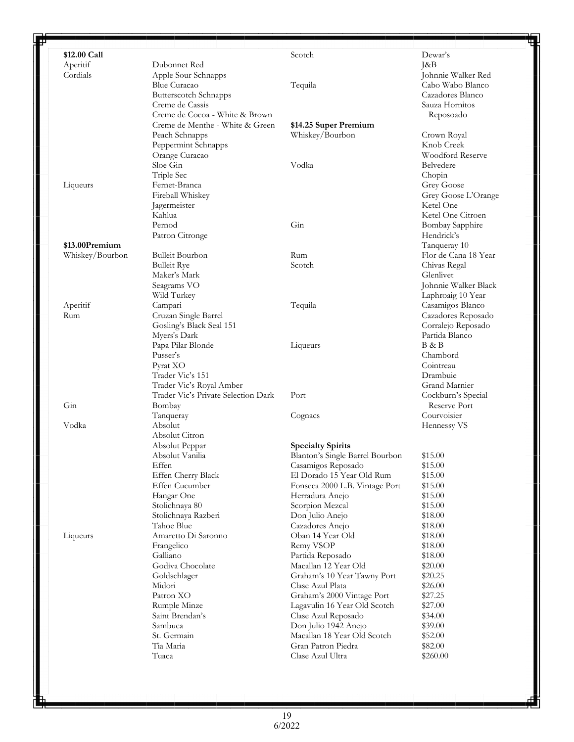**$12.00 Call**

| Category | Item |
|---|---|
| Aperitif | Dubonnet Red |
| Cordials | Apple Sour Schnapps |
| | Blue Curacao |
| | Butterscotch Schnapps |
| | Creme de Cassis |
| | Creme de Cocoa - White & Brown |
| | Creme de Menthe - White & Green |
| | Peach Schnapps |
| | Peppermint Schnapps |
| | Orange Curacao |
| | Sloe Gin |
| | Triple Sec |
| Liqueurs | Fernet-Branca |
| | Fireball Whiskey |
| | Jagermeister |
| | Kahlua |
| | Pernod |
| | Patron Citronge |
| Scotch | Dewar's |
| | J&B |
| | Johnnie Walker Red |
| Tequila | Cabo Wabo Blanco |
| | Cazadores Blanco |
| | Sauza Hornitos Reposoado |

**$13.00Premium**

| Category | Item |
|---|---|
| Whiskey/Bourbon | Bulleit Bourbon |
| | Bulleit Rye |
| | Maker's Mark |
| | Seagrams VO |
| | Wild Turkey |
| Aperitif | Campari |
| Rum | Cruzan Single Barrel |
| | Gosling's Black Seal 151 |
| | Myers's Dark |
| | Papa Pilar Blonde |
| | Pusser's |
| | Pyrat XO |
| | Trader Vic's 151 |
| | Trader Vic's Royal Amber |
| | Trader Vic's Private Selection Dark |
| Gin | Bombay |
| | Tanqueray |
| Vodka | Absolut |
| | Absolut Citron |
| | Absolut Peppar |
| | Absolut Vanilia |
| | Effen |
| | Effen Cherry Black |
| | Effen Cucumber |
| | Hangar One |
| | Stolichnaya 80 |
| | Stolichnaya Razberi |
| | Tahoe Blue |
| Liqueurs | Amaretto Di Saronno |
| | Frangelico |
| | Galliano |
| | Godiva Chocolate |
| | Goldschlager |
| | Midori |
| | Patron XO |
| | Rumple Minze |
| | Saint Brendan's |
| | Sambuca |
| | St. Germain |
| | Tia Maria |
| | Tuaca |

**$14.25 Super Premium**

| Category | Item |
|---|---|
| Whiskey/Bourbon | Crown Royal |
| | Knob Creek |
| | Woodford Reserve |
| Vodka | Belvedere |
| | Chopin |
| | Grey Goose |
| | Grey Goose L'Orange |
| | Ketel One |
| | Ketel One Citroen |
| Gin | Bombay Sapphire |
| | Hendrick's |
| | Tanqueray 10 |
| Rum | Flor de Cana 18 Year |
| Scotch | Chivas Regal |
| | Glenlivet |
| | Johnnie Walker Black |
| | Laphroaig 10 Year |
| Tequila | Casamigos Blanco |
| | Cazadores Reposado |
| | Corralejo Reposado |
| | Partida Blanco |
| Liqueurs | B & B |
| | Chambord |
| | Cointreau |
| | Drambuie |
| | Grand Marnier |
| Port | Cockburn's Special Reserve Port |
| Cognacs | Courvoisier |
| | Hennessy VS |

**Specialty Spirits**

| Item | Price |
|---|---|
| Blanton's Single Barrel Bourbon | $15.00 |
| Casamigos Reposado | $15.00 |
| El Dorado 15 Year Old Rum | $15.00 |
| Fonseca 2000 L.B. Vintage Port | $15.00 |
| Herradura Anejo | $15.00 |
| Scorpion Mezcal | $15.00 |
| Don Julio Anejo | $18.00 |
| Cazadores Anejo | $18.00 |
| Oban 14 Year Old | $18.00 |
| Remy VSOP | $18.00 |
| Partida Reposado | $18.00 |
| Macallan 12 Year Old | $20.00 |
| Graham's 10 Year Tawny Port | $20.25 |
| Clase Azul Plata | $26.00 |
| Graham's 2000 Vintage Port | $27.25 |
| Lagavulin 16 Year Old Scotch | $27.00 |
| Clase Azul Reposado | $34.00 |
| Don Julio 1942 Anejo | $39.00 |
| Macallan 18 Year Old Scotch | $52.00 |
| Gran Patron Piedra | $82.00 |
| Clase Azul Ultra | $260.00 |

6/2022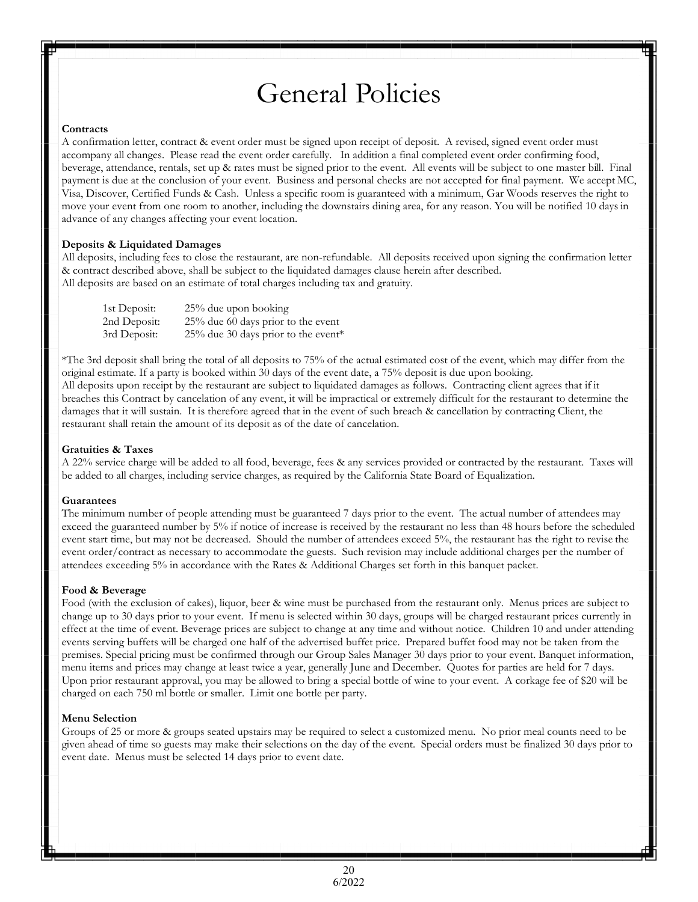# General Policies

**Contracts**

A confirmation letter, contract & event order must be signed upon receipt of deposit. A revised, signed event order must accompany all changes. Please read the event order carefully. In addition a final completed event order confirming food, beverage, attendance, rentals, set up & rates must be signed prior to the event. All events will be subject to one master bill. Final payment is due at the conclusion of your event. Business and personal checks are not accepted for final payment. We accept MC, Visa, Discover, Certified Funds & Cash. Unless a specific room is guaranteed with a minimum, Gar Woods reserves the right to move your event from one room to another, including the downstairs dining area, for any reason. You will be notified 10 days in advance of any changes affecting your event location.

**Deposits & Liquidated Damages**

All deposits, including fees to close the restaurant, are non-refundable. All deposits received upon signing the confirmation letter & contract described above, shall be subject to the liquidated damages clause herein after described.
All deposits are based on an estimate of total charges including tax and gratuity.

| | |
|---|---|
| 1st Deposit: | 25% due upon booking |
| 2nd Deposit: | 25% due 60 days prior to the event |
| 3rd Deposit: | 25% due 30 days prior to the event* |

*The 3rd deposit shall bring the total of all deposits to 75% of the actual estimated cost of the event, which may differ from the original estimate. If a party is booked within 30 days of the event date, a 75% deposit is due upon booking.
All deposits upon receipt by the restaurant are subject to liquidated damages as follows. Contracting client agrees that if it breaches this Contract by cancelation of any event, it will be impractical or extremely difficult for the restaurant to determine the damages that it will sustain. It is therefore agreed that in the event of such breach & cancellation by contracting Client, the restaurant shall retain the amount of its deposit as of the date of cancelation.

**Gratuities & Taxes**

A 22% service charge will be added to all food, beverage, fees & any services provided or contracted by the restaurant. Taxes will be added to all charges, including service charges, as required by the California State Board of Equalization.

**Guarantees**

The minimum number of people attending must be guaranteed 7 days prior to the event. The actual number of attendees may exceed the guaranteed number by 5% if notice of increase is received by the restaurant no less than 48 hours before the scheduled event start time, but may not be decreased. Should the number of attendees exceed 5%, the restaurant has the right to revise the event order/contract as necessary to accommodate the guests. Such revision may include additional charges per the number of attendees exceeding 5% in accordance with the Rates & Additional Charges set forth in this banquet packet.

**Food & Beverage**

Food (with the exclusion of cakes), liquor, beer & wine must be purchased from the restaurant only. Menus prices are subject to change up to 30 days prior to your event. If menu is selected within 30 days, groups will be charged restaurant prices currently in effect at the time of event. Beverage prices are subject to change at any time and without notice. Children 10 and under attending events serving buffets will be charged one half of the advertised buffet price. Prepared buffet food may not be taken from the premises. Special pricing must be confirmed through our Group Sales Manager 30 days prior to your event. Banquet information, menu items and prices may change at least twice a year, generally June and December. Quotes for parties are held for 7 days. Upon prior restaurant approval, you may be allowed to bring a special bottle of wine to your event. A corkage fee of $20 will be charged on each 750 ml bottle or smaller. Limit one bottle per party.

**Menu Selection**

Groups of 25 or more & groups seated upstairs may be required to select a customized menu. No prior meal counts need to be given ahead of time so guests may make their selections on the day of the event. Special orders must be finalized 30 days prior to event date. Menus must be selected 14 days prior to event date.

6/2022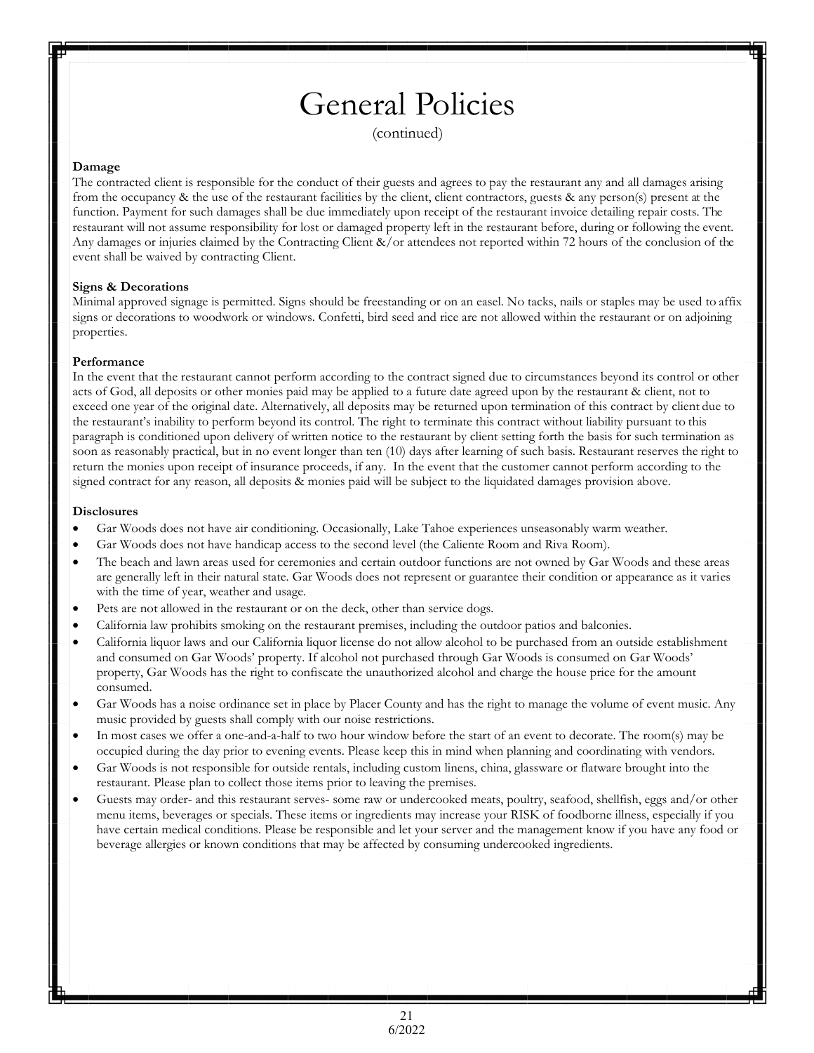# General Policies

(continued)

**Damage**

The contracted client is responsible for the conduct of their guests and agrees to pay the restaurant any and all damages arising from the occupancy & the use of the restaurant facilities by the client, client contractors, guests & any person(s) present at the function. Payment for such damages shall be due immediately upon receipt of the restaurant invoice detailing repair costs. The restaurant will not assume responsibility for lost or damaged property left in the restaurant before, during or following the event. Any damages or injuries claimed by the Contracting Client &/or attendees not reported within 72 hours of the conclusion of the event shall be waived by contracting Client.

**Signs & Decorations**

Minimal approved signage is permitted. Signs should be freestanding or on an easel. No tacks, nails or staples may be used to affix signs or decorations to woodwork or windows. Confetti, bird seed and rice are not allowed within the restaurant or on adjoining properties.

**Performance**

In the event that the restaurant cannot perform according to the contract signed due to circumstances beyond its control or other acts of God, all deposits or other monies paid may be applied to a future date agreed upon by the restaurant & client, not to exceed one year of the original date. Alternatively, all deposits may be returned upon termination of this contract by client due to the restaurant's inability to perform beyond its control. The right to terminate this contract without liability pursuant to this paragraph is conditioned upon delivery of written notice to the restaurant by client setting forth the basis for such termination as soon as reasonably practical, but in no event longer than ten (10) days after learning of such basis. Restaurant reserves the right to return the monies upon receipt of insurance proceeds, if any. In the event that the customer cannot perform according to the signed contract for any reason, all deposits & monies paid will be subject to the liquidated damages provision above.

**Disclosures**

- Gar Woods does not have air conditioning. Occasionally, Lake Tahoe experiences unseasonably warm weather.
- Gar Woods does not have handicap access to the second level (the Caliente Room and Riva Room).
- The beach and lawn areas used for ceremonies and certain outdoor functions are not owned by Gar Woods and these areas are generally left in their natural state. Gar Woods does not represent or guarantee their condition or appearance as it varies with the time of year, weather and usage.
- Pets are not allowed in the restaurant or on the deck, other than service dogs.
- California law prohibits smoking on the restaurant premises, including the outdoor patios and balconies.
- California liquor laws and our California liquor license do not allow alcohol to be purchased from an outside establishment and consumed on Gar Woods' property. If alcohol not purchased through Gar Woods is consumed on Gar Woods' property, Gar Woods has the right to confiscate the unauthorized alcohol and charge the house price for the amount consumed.
- Gar Woods has a noise ordinance set in place by Placer County and has the right to manage the volume of event music. Any music provided by guests shall comply with our noise restrictions.
- In most cases we offer a one-and-a-half to two hour window before the start of an event to decorate. The room(s) may be occupied during the day prior to evening events. Please keep this in mind when planning and coordinating with vendors.
- Gar Woods is not responsible for outside rentals, including custom linens, china, glassware or flatware brought into the restaurant. Please plan to collect those items prior to leaving the premises.
- Guests may order- and this restaurant serves- some raw or undercooked meats, poultry, seafood, shellfish, eggs and/or other menu items, beverages or specials. These items or ingredients may increase your RISK of foodborne illness, especially if you have certain medical conditions. Please be responsible and let your server and the management know if you have any food or beverage allergies or known conditions that may be affected by consuming undercooked ingredients.

6/2022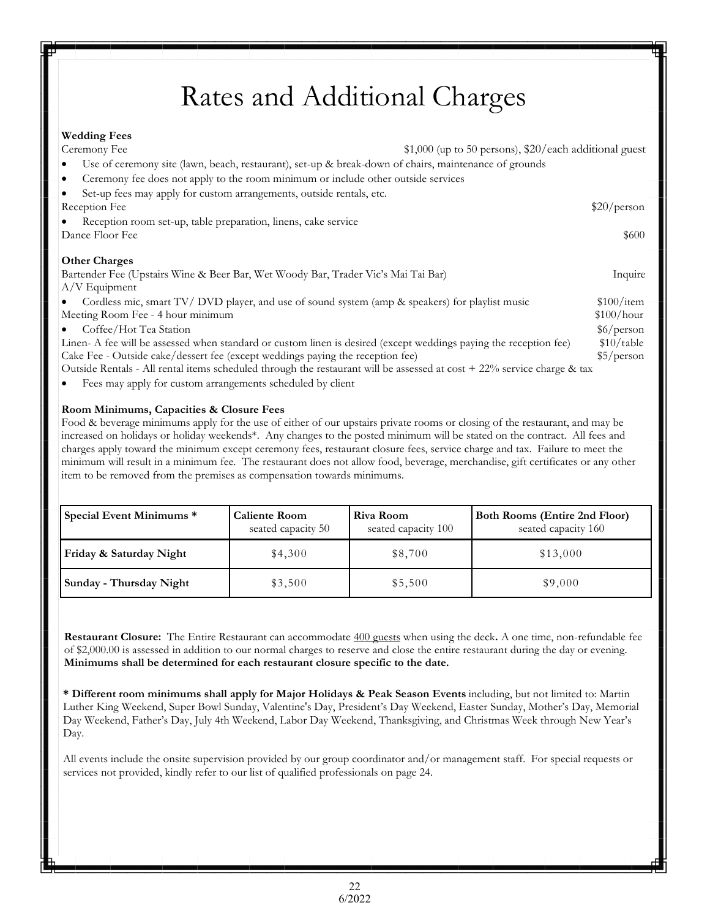# Rates and Additional Charges

**Wedding Fees**

Ceremony Fee — $1,000 (up to 50 persons), $20/each additional guest

- Use of ceremony site (lawn, beach, restaurant), set-up & break-down of chairs, maintenance of grounds
- Ceremony fee does not apply to the room minimum or include other outside services
- Set-up fees may apply for custom arrangements, outside rentals, etc.

Reception Fee — $20/person

- Reception room set-up, table preparation, linens, cake service

Dance Floor Fee — $600

**Other Charges**

Bartender Fee (Upstairs Wine & Beer Bar, Wet Woody Bar, Trader Vic's Mai Tai Bar) — Inquire

A/V Equipment

- Cordless mic, smart TV/ DVD player, and use of sound system (amp & speakers) for playlist music — $100/item

Meeting Room Fee - 4 hour minimum — $100/hour

- Coffee/Hot Tea Station — $6/person

Linen- A fee will be assessed when standard or custom linen is desired (except weddings paying the reception fee) — $10/table

Cake Fee - Outside cake/dessert fee (except weddings paying the reception fee) — $5/person

Outside Rentals - All rental items scheduled through the restaurant will be assessed at cost + 22% service charge & tax

- Fees may apply for custom arrangements scheduled by client

**Room Minimums, Capacities & Closure Fees**

Food & beverage minimums apply for the use of either of our upstairs private rooms or closing of the restaurant, and may be increased on holidays or holiday weekends*. Any changes to the posted minimum will be stated on the contract. All fees and charges apply toward the minimum except ceremony fees, restaurant closure fees, service charge and tax. Failure to meet the minimum will result in a minimum fee. The restaurant does not allow food, beverage, merchandise, gift certificates or any other item to be removed from the premises as compensation towards minimums.

| Special Event Minimums * | Caliente Room seated capacity 50 | Riva Room seated capacity 100 | Both Rooms (Entire 2nd Floor) seated capacity 160 |
|---|---|---|---|
| Friday & Saturday Night | $4,300 | $8,700 | $13,000 |
| Sunday - Thursday Night | $3,500 | $5,500 | $9,000 |

**Restaurant Closure:** The Entire Restaurant can accommodate 400 guests when using the deck**.** A one time, non-refundable fee of $2,000.00 is assessed in addition to our normal charges to reserve and close the entire restaurant during the day or evening. **Minimums shall be determined for each restaurant closure specific to the date.**

**\* Different room minimums shall apply for Major Holidays & Peak Season Events** including, but not limited to: Martin Luther King Weekend, Super Bowl Sunday, Valentine's Day, President's Day Weekend, Easter Sunday, Mother's Day, Memorial Day Weekend, Father's Day, July 4th Weekend, Labor Day Weekend, Thanksgiving, and Christmas Week through New Year's Day.

All events include the onsite supervision provided by our group coordinator and/or management staff. For special requests or services not provided, kindly refer to our list of qualified professionals on page 24.

6/2022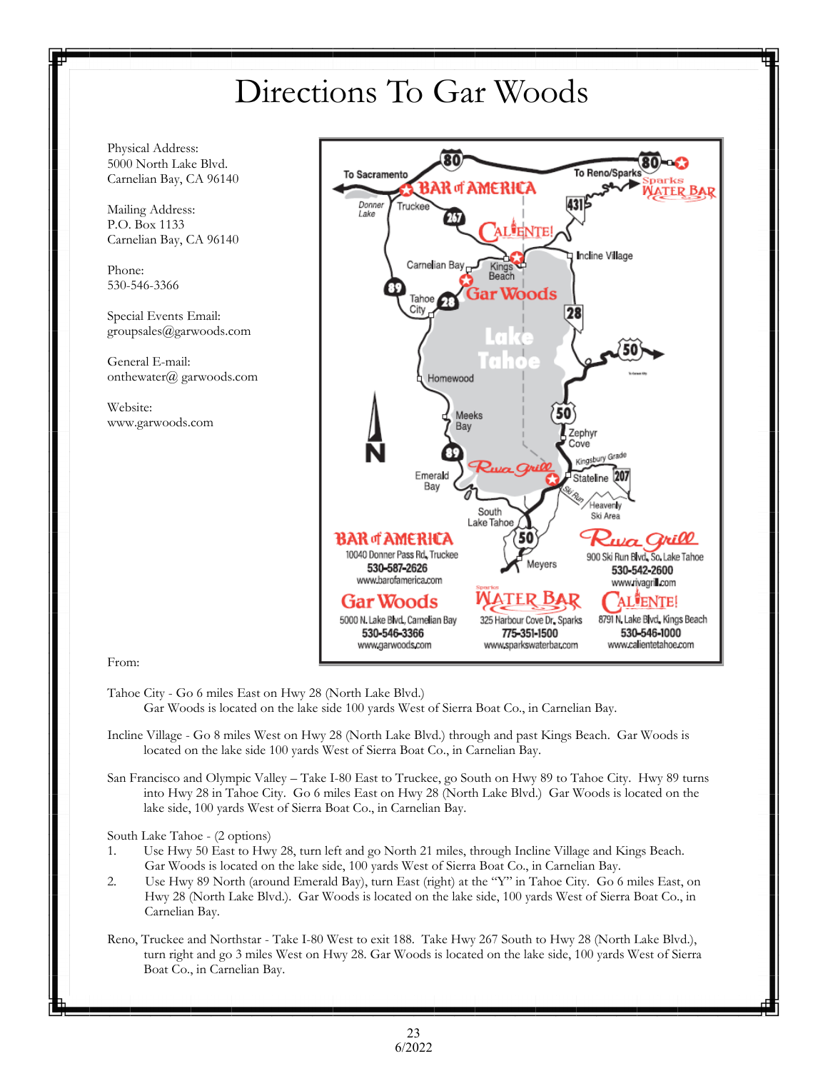# Directions To Gar Woods

Physical Address:
5000 North Lake Blvd.
Carnelian Bay, CA 96140

Mailing Address:
P.O. Box 1133
Carnelian Bay, CA 96140

Phone:
530-546-3366

Special Events Email:
groupsales@garwoods.com

General E-mail:
onthewater@ garwoods.com

Website:
www.garwoods.com

From:

Tahoe City - Go 6 miles East on Hwy 28 (North Lake Blvd.)
Gar Woods is located on the lake side 100 yards West of Sierra Boat Co., in Carnelian Bay.

Incline Village - Go 8 miles West on Hwy 28 (North Lake Blvd.) through and past Kings Beach. Gar Woods is located on the lake side 100 yards West of Sierra Boat Co., in Carnelian Bay.

San Francisco and Olympic Valley – Take I-80 East to Truckee, go South on Hwy 89 to Tahoe City. Hwy 89 turns into Hwy 28 in Tahoe City. Go 6 miles East on Hwy 28 (North Lake Blvd.) Gar Woods is located on the lake side, 100 yards West of Sierra Boat Co., in Carnelian Bay.

South Lake Tahoe - (2 options)

1. Use Hwy 50 East to Hwy 28, turn left and go North 21 miles, through Incline Village and Kings Beach. Gar Woods is located on the lake side, 100 yards West of Sierra Boat Co., in Carnelian Bay.
2. Use Hwy 89 North (around Emerald Bay), turn East (right) at the "Y" in Tahoe City. Go 6 miles East, on Hwy 28 (North Lake Blvd.). Gar Woods is located on the lake side, 100 yards West of Sierra Boat Co., in Carnelian Bay.

Reno, Truckee and Northstar - Take I-80 West to exit 188. Take Hwy 267 South to Hwy 28 (North Lake Blvd.), turn right and go 3 miles West on Hwy 28. Gar Woods is located on the lake side, 100 yards West of Sierra Boat Co., in Carnelian Bay.

6/2022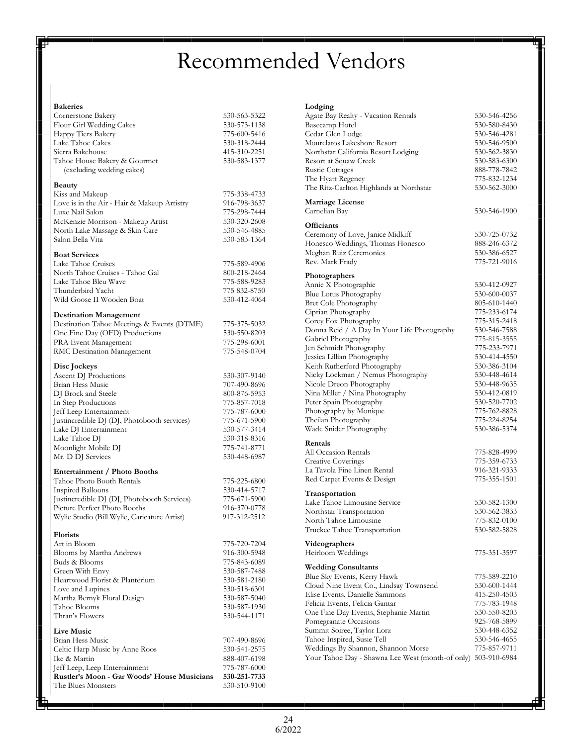# Recommended Vendors

**Bakeries**

| | |
|---|---|
| Cornerstone Bakery | 530-563-5322 |
| Flour Girl Wedding Cakes | 530-573-1138 |
| Happy Tiers Bakery | 775-600-5416 |
| Lake Tahoe Cakes | 530-318-2444 |
| Sierra Bakehouse | 415-310-2251 |
| Tahoe House Bakery & Gourmet (excluding wedding cakes) | 530-583-1377 |

**Beauty**

| | |
|---|---|
| Kiss and Makeup | 775-338-4733 |
| Love is in the Air - Hair & Makeup Artistry | 916-798-3637 |
| Luxe Nail Salon | 775-298-7444 |
| McKenzie Morrison - Makeup Artist | 530-320-2608 |
| North Lake Massage & Skin Care | 530-546-4885 |
| Salon Bella Vita | 530-583-1364 |

**Boat Services**

| | |
|---|---|
| Lake Tahoe Cruises | 775-589-4906 |
| North Tahoe Cruises - Tahoe Gal | 800-218-2464 |
| Lake Tahoe Bleu Wave | 775-588-9283 |
| Thunderbird Yacht | 775 832-8750 |
| Wild Goose II Wooden Boat | 530-412-4064 |

**Destination Management**

| | |
|---|---|
| Destination Tahoe Meetings & Events (DTME) | 775-375-5032 |
| One Fine Day (OFD) Productions | 530-550-8203 |
| PRA Event Management | 775-298-6001 |
| RMC Destination Management | 775-548-0704 |

**Disc Jockeys**

| | |
|---|---|
| Ascent DJ Productions | 530-307-9140 |
| Brian Hess Music | 707-490-8696 |
| DJ Brock and Steele | 800-876-5953 |
| In Step Productions | 775-857-7018 |
| Jeff Leep Entertainment | 775-787-6000 |
| Justincredible DJ (DJ, Photobooth services) | 775-671-5900 |
| Lake DJ Entertainment | 530-577-3414 |
| Lake Tahoe DJ | 530-318-8316 |
| Moonlight Mobile DJ | 775-741-8771 |
| Mr. D DJ Services | 530-448-6987 |

**Entertainment / Photo Booths**

| | |
|---|---|
| Tahoe Photo Booth Rentals | 775-225-6800 |
| Inspired Balloons | 530-414-5717 |
| Justincredible DJ (DJ, Photobooth Services) | 775-671-5900 |
| Picture Perfect Photo Booths | 916-370-0778 |
| Wylie Studio (Bill Wylie, Caricature Artist) | 917-312-2512 |

**Florists**

| | |
|---|---|
| Art in Bloom | 775-720-7204 |
| Blooms by Martha Andrews | 916-300-5948 |
| Buds & Blooms | 775-843-6089 |
| Green With Envy | 530-587-7488 |
| Heartwood Florist & Planterium | 530-581-2180 |
| Love and Lupines | 530-518-6301 |
| Martha Bernyk Floral Design | 530-587-5040 |
| Tahoe Blooms | 530-587-1930 |
| Thran's Flowers | 530-544-1171 |

**Live Music**

| | |
|---|---|
| Brian Hess Music | 707-490-8696 |
| Celtic Harp Music by Anne Roos | 530-541-2575 |
| Ike & Martin | 888-407-6198 |
| Jeff Leep, Leep Entertainment | 775-787-6000 |
| **Rustler's Moon - Gar Woods' House Musicians** | **530-251-7733** |
| The Blues Monsters | 530-510-9100 |

**Lodging**

| | |
|---|---|
| Agate Bay Realty - Vacation Rentals | 530-546-4256 |
| Basecamp Hotel | 530-580-8430 |
| Cedar Glen Lodge | 530-546-4281 |
| Mourelatos Lakeshore Resort | 530-546-9500 |
| Northstar California Resort Lodging | 530-562-3830 |
| Resort at Squaw Creek | 530-583-6300 |
| Rustic Cottages | 888-778-7842 |
| The Hyatt Regency | 775-832-1234 |
| The Ritz-Carlton Highlands at Northstar | 530-562-3000 |

**Marriage License**

| | |
|---|---|
| Carnelian Bay | 530-546-1900 |

**Officiants**

| | |
|---|---|
| Ceremony of Love, Janice Midkiff | 530-725-0732 |
| Honesco Weddings, Thomas Honesco | 888-246-6372 |
| Meghan Ruiz Ceremonies | 530-386-6527 |
| Rev. Mark Frady | 775-721-9016 |

**Photographers**

| | |
|---|---|
| Annie X Photographie | 530-412-0927 |
| Blue Lotus Photography | 530-600-0037 |
| Bret Cole Photography | 805-610-1440 |
| Ciprian Photography | 775-233-6174 |
| Corey Fox Photography | 775-315-2418 |
| Donna Reid / A Day In Your Life Photography | 530-546-7588 |
| Gabriel Photography | 775-815-3555 |
| Jen Schmidt Photography | 775-233-7971 |
| Jessica Lillian Photography | 530-414-4550 |
| Keith Rutherford Photography | 530-386-3104 |
| Nicky Lockman / Nemus Photography | 530-448-4614 |
| Nicole Dreon Photography | 530-448-9635 |
| Nina Miller / Nina Photography | 530-412-0819 |
| Peter Spain Photography | 530-520-7702 |
| Photography by Monique | 775-762-8828 |
| Theilan Photography | 775-224-8254 |
| Wade Snider Photography | 530-386-5374 |

**Rentals**

| | |
|---|---|
| All Occasion Rentals | 775-828-4999 |
| Creative Coverings | 775-359-6733 |
| La Tavola Fine Linen Rental | 916-321-9333 |
| Red Carpet Events & Design | 775-355-1501 |

**Transportation**

| | |
|---|---|
| Lake Tahoe Limousine Service | 530-582-1300 |
| Northstar Transportation | 530-562-3833 |
| North Tahoe Limousine | 775-832-0100 |
| Truckee Tahoe Transportation | 530-582-5828 |

**Videographers**

| | |
|---|---|
| Heirloom Weddings | 775-351-3597 |

**Wedding Consultants**

| | |
|---|---|
| Blue Sky Events, Kerry Hawk | 775-589-2210 |
| Cloud Nine Event Co., Lindsay Townsend | 530-600-1444 |
| Elise Events, Danielle Sammons | 415-250-4503 |
| Felicia Events, Felicia Gantar | 775-783-1948 |
| One Fine Day Events, Stephanie Martin | 530-550-8203 |
| Pomegranate Occasions | 925-768-5899 |
| Summit Soiree, Taylor Lorz | 530-448-6352 |
| Tahoe Inspired, Susie Tell | 530-546-4655 |
| Weddings By Shannon, Shannon Morse | 775-857-9711 |
| Your Tahoe Day - Shawna Lee West (month-of only) | 503-910-6984 |

6/2022